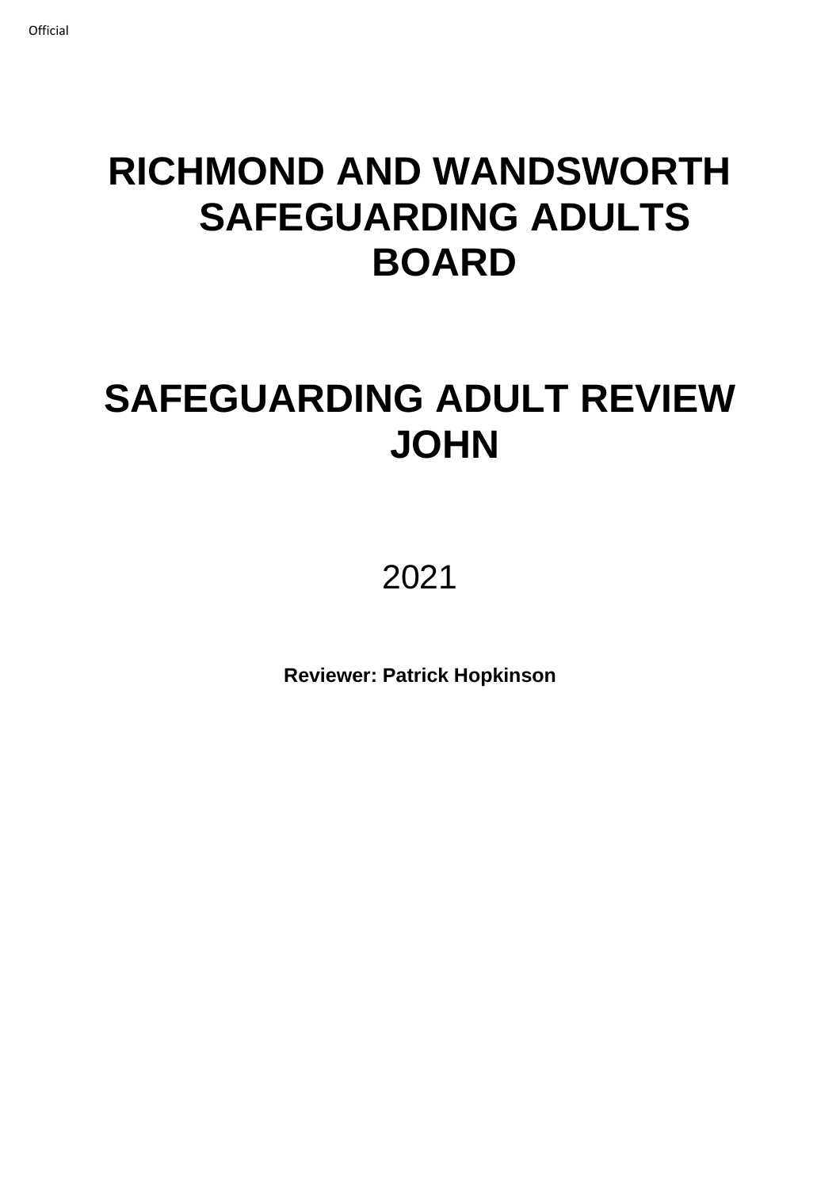# RICHMOND AND WANDSWORTH SAFEGUARDING ADULTS BOARD

# SAFEGUARDING ADULT REVIEW JOHN

2021

**Reviewer: Patrick Hopkinson**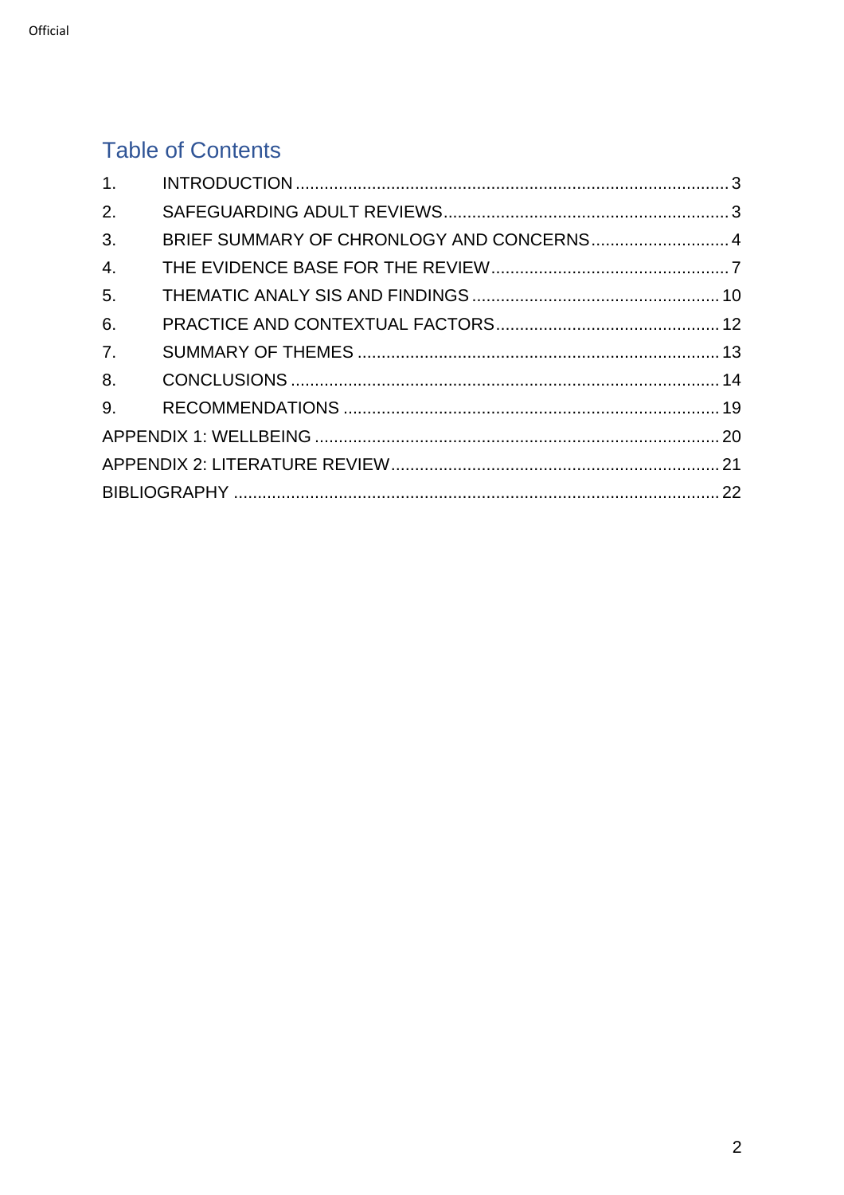# Table of Contents

1. INTRODUCTION ........................................................................................... 3
2. SAFEGUARDING ADULT REVIEWS ............................................................ 3
3. BRIEF SUMMARY OF CHRONLOGY AND CONCERNS ............................. 4
4. THE EVIDENCE BASE FOR THE REVIEW .................................................. 7
5. THEMATIC ANALY SIS AND FINDINGS .................................................... 10
6. PRACTICE AND CONTEXTUAL FACTORS ............................................... 12
7. SUMMARY OF THEMES ............................................................................ 13
8. CONCLUSIONS .......................................................................................... 14
9. RECOMMENDATIONS ............................................................................... 19

APPENDIX 1: WELLBEING ..................................................................................... 20

APPENDIX 2: LITERATURE REVIEW ..................................................................... 21

BIBLIOGRAPHY ..................................................................................................... 22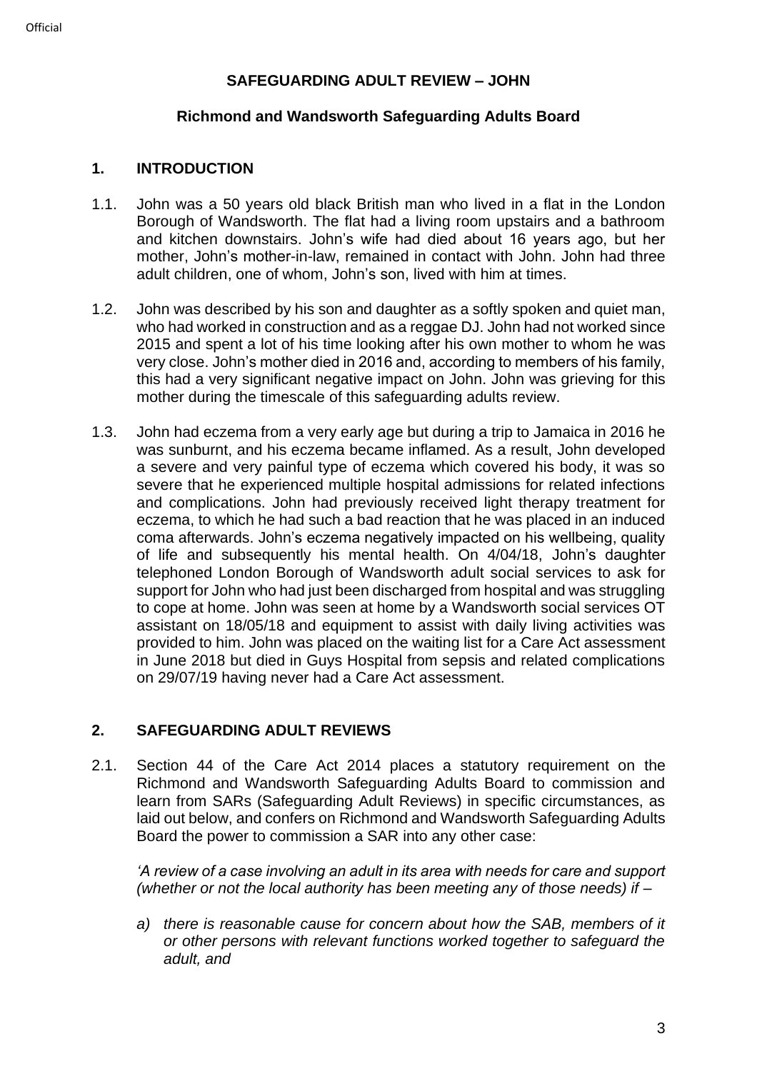## SAFEGUARDING ADULT REVIEW – JOHN

### Richmond and Wandsworth Safeguarding Adults Board

## 1. INTRODUCTION

1.1. John was a 50 years old black British man who lived in a flat in the London Borough of Wandsworth. The flat had a living room upstairs and a bathroom and kitchen downstairs. John's wife had died about 16 years ago, but her mother, John's mother-in-law, remained in contact with John. John had three adult children, one of whom, John's son, lived with him at times.

1.2. John was described by his son and daughter as a softly spoken and quiet man, who had worked in construction and as a reggae DJ. John had not worked since 2015 and spent a lot of his time looking after his own mother to whom he was very close. John's mother died in 2016 and, according to members of his family, this had a very significant negative impact on John. John was grieving for this mother during the timescale of this safeguarding adults review.

1.3. John had eczema from a very early age but during a trip to Jamaica in 2016 he was sunburnt, and his eczema became inflamed. As a result, John developed a severe and very painful type of eczema which covered his body, it was so severe that he experienced multiple hospital admissions for related infections and complications. John had previously received light therapy treatment for eczema, to which he had such a bad reaction that he was placed in an induced coma afterwards. John's eczema negatively impacted on his wellbeing, quality of life and subsequently his mental health. On 4/04/18, John's daughter telephoned London Borough of Wandsworth adult social services to ask for support for John who had just been discharged from hospital and was struggling to cope at home. John was seen at home by a Wandsworth social services OT assistant on 18/05/18 and equipment to assist with daily living activities was provided to him. John was placed on the waiting list for a Care Act assessment in June 2018 but died in Guys Hospital from sepsis and related complications on 29/07/19 having never had a Care Act assessment.

## 2. SAFEGUARDING ADULT REVIEWS

2.1. Section 44 of the Care Act 2014 places a statutory requirement on the Richmond and Wandsworth Safeguarding Adults Board to commission and learn from SARs (Safeguarding Adult Reviews) in specific circumstances, as laid out below, and confers on Richmond and Wandsworth Safeguarding Adults Board the power to commission a SAR into any other case:

*'A review of a case involving an adult in its area with needs for care and support (whether or not the local authority has been meeting any of those needs) if –*

*a) there is reasonable cause for concern about how the SAB, members of it or other persons with relevant functions worked together to safeguard the adult, and*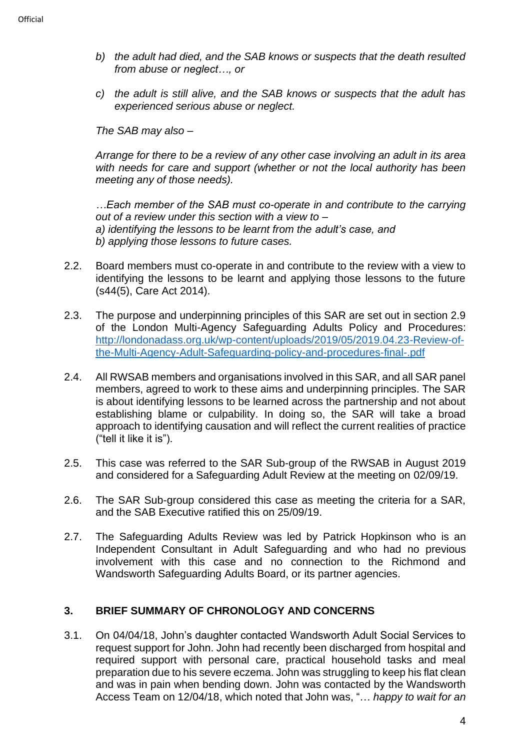*b) the adult had died, and the SAB knows or suspects that the death resulted from abuse or neglect…, or*

*c) the adult is still alive, and the SAB knows or suspects that the adult has experienced serious abuse or neglect.*

*The SAB may also –*

*Arrange for there to be a review of any other case involving an adult in its area with needs for care and support (whether or not the local authority has been meeting any of those needs).*

*…Each member of the SAB must co-operate in and contribute to the carrying out of a review under this section with a view to –*
*a) identifying the lessons to be learnt from the adult's case, and*
*b) applying those lessons to future cases.*

2.2. Board members must co-operate in and contribute to the review with a view to identifying the lessons to be learnt and applying those lessons to the future (s44(5), Care Act 2014).

2.3. The purpose and underpinning principles of this SAR are set out in section 2.9 of the London Multi-Agency Safeguarding Adults Policy and Procedures: [http://londonadass.org.uk/wp-content/uploads/2019/05/2019.04.23-Review-of-the-Multi-Agency-Adult-Safeguarding-policy-and-procedures-final-.pdf](http://londonadass.org.uk/wp-content/uploads/2019/05/2019.04.23-Review-of-the-Multi-Agency-Adult-Safeguarding-policy-and-procedures-final-.pdf)

2.4. All RWSAB members and organisations involved in this SAR, and all SAR panel members, agreed to work to these aims and underpinning principles. The SAR is about identifying lessons to be learned across the partnership and not about establishing blame or culpability. In doing so, the SAR will take a broad approach to identifying causation and will reflect the current realities of practice ("tell it like it is").

2.5. This case was referred to the SAR Sub-group of the RWSAB in August 2019 and considered for a Safeguarding Adult Review at the meeting on 02/09/19.

2.6. The SAR Sub-group considered this case as meeting the criteria for a SAR, and the SAB Executive ratified this on 25/09/19.

2.7. The Safeguarding Adults Review was led by Patrick Hopkinson who is an Independent Consultant in Adult Safeguarding and who had no previous involvement with this case and no connection to the Richmond and Wandsworth Safeguarding Adults Board, or its partner agencies.

## 3. BRIEF SUMMARY OF CHRONOLOGY AND CONCERNS

3.1. On 04/04/18, John's daughter contacted Wandsworth Adult Social Services to request support for John. John had recently been discharged from hospital and required support with personal care, practical household tasks and meal preparation due to his severe eczema. John was struggling to keep his flat clean and was in pain when bending down. John was contacted by the Wandsworth Access Team on 12/04/18, which noted that John was, "… *happy to wait for an*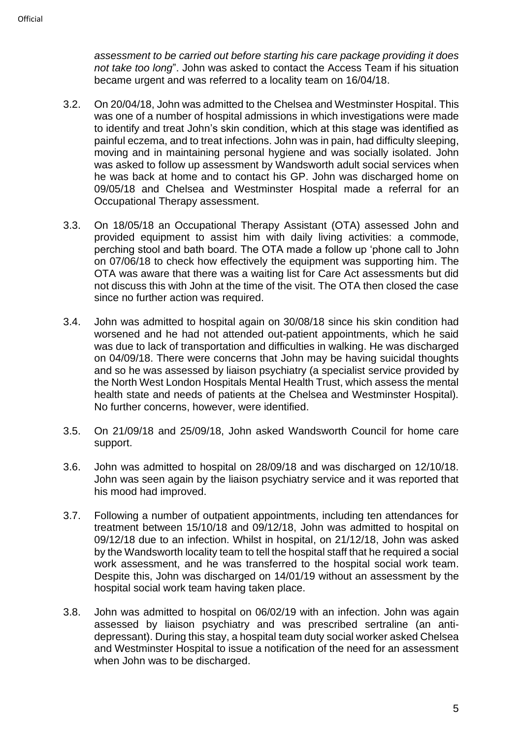*assessment to be carried out before starting his care package providing it does not take too long*". John was asked to contact the Access Team if his situation became urgent and was referred to a locality team on 16/04/18.

3.2. On 20/04/18, John was admitted to the Chelsea and Westminster Hospital. This was one of a number of hospital admissions in which investigations were made to identify and treat John's skin condition, which at this stage was identified as painful eczema, and to treat infections. John was in pain, had difficulty sleeping, moving and in maintaining personal hygiene and was socially isolated. John was asked to follow up assessment by Wandsworth adult social services when he was back at home and to contact his GP. John was discharged home on 09/05/18 and Chelsea and Westminster Hospital made a referral for an Occupational Therapy assessment.

3.3. On 18/05/18 an Occupational Therapy Assistant (OTA) assessed John and provided equipment to assist him with daily living activities: a commode, perching stool and bath board. The OTA made a follow up 'phone call to John on 07/06/18 to check how effectively the equipment was supporting him. The OTA was aware that there was a waiting list for Care Act assessments but did not discuss this with John at the time of the visit. The OTA then closed the case since no further action was required.

3.4. John was admitted to hospital again on 30/08/18 since his skin condition had worsened and he had not attended out-patient appointments, which he said was due to lack of transportation and difficulties in walking. He was discharged on 04/09/18. There were concerns that John may be having suicidal thoughts and so he was assessed by liaison psychiatry (a specialist service provided by the North West London Hospitals Mental Health Trust, which assess the mental health state and needs of patients at the Chelsea and Westminster Hospital). No further concerns, however, were identified.

3.5. On 21/09/18 and 25/09/18, John asked Wandsworth Council for home care support.

3.6. John was admitted to hospital on 28/09/18 and was discharged on 12/10/18. John was seen again by the liaison psychiatry service and it was reported that his mood had improved.

3.7. Following a number of outpatient appointments, including ten attendances for treatment between 15/10/18 and 09/12/18, John was admitted to hospital on 09/12/18 due to an infection. Whilst in hospital, on 21/12/18, John was asked by the Wandsworth locality team to tell the hospital staff that he required a social work assessment, and he was transferred to the hospital social work team. Despite this, John was discharged on 14/01/19 without an assessment by the hospital social work team having taken place.

3.8. John was admitted to hospital on 06/02/19 with an infection. John was again assessed by liaison psychiatry and was prescribed sertraline (an anti-depressant). During this stay, a hospital team duty social worker asked Chelsea and Westminster Hospital to issue a notification of the need for an assessment when John was to be discharged.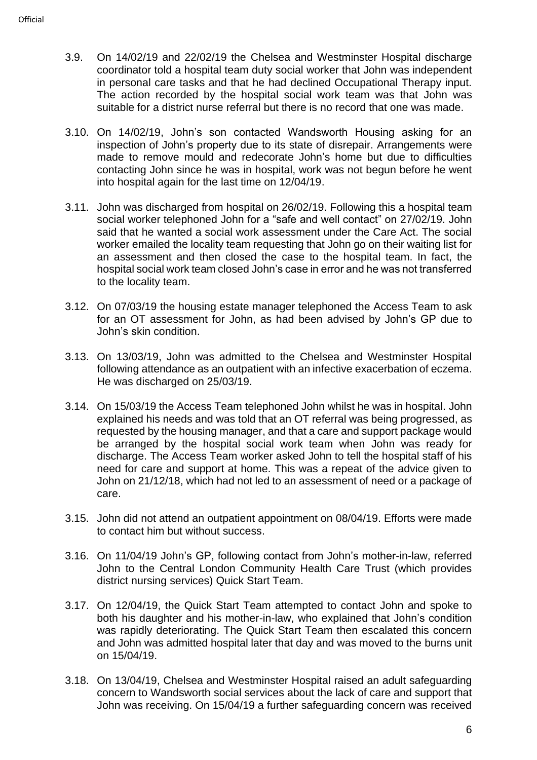3.9. On 14/02/19 and 22/02/19 the Chelsea and Westminster Hospital discharge coordinator told a hospital team duty social worker that John was independent in personal care tasks and that he had declined Occupational Therapy input. The action recorded by the hospital social work team was that John was suitable for a district nurse referral but there is no record that one was made.

3.10. On 14/02/19, John's son contacted Wandsworth Housing asking for an inspection of John's property due to its state of disrepair. Arrangements were made to remove mould and redecorate John's home but due to difficulties contacting John since he was in hospital, work was not begun before he went into hospital again for the last time on 12/04/19.

3.11. John was discharged from hospital on 26/02/19. Following this a hospital team social worker telephoned John for a "safe and well contact" on 27/02/19. John said that he wanted a social work assessment under the Care Act. The social worker emailed the locality team requesting that John go on their waiting list for an assessment and then closed the case to the hospital team. In fact, the hospital social work team closed John's case in error and he was not transferred to the locality team.

3.12. On 07/03/19 the housing estate manager telephoned the Access Team to ask for an OT assessment for John, as had been advised by John's GP due to John's skin condition.

3.13. On 13/03/19, John was admitted to the Chelsea and Westminster Hospital following attendance as an outpatient with an infective exacerbation of eczema. He was discharged on 25/03/19.

3.14. On 15/03/19 the Access Team telephoned John whilst he was in hospital. John explained his needs and was told that an OT referral was being progressed, as requested by the housing manager, and that a care and support package would be arranged by the hospital social work team when John was ready for discharge. The Access Team worker asked John to tell the hospital staff of his need for care and support at home. This was a repeat of the advice given to John on 21/12/18, which had not led to an assessment of need or a package of care.

3.15. John did not attend an outpatient appointment on 08/04/19. Efforts were made to contact him but without success.

3.16. On 11/04/19 John's GP, following contact from John's mother-in-law, referred John to the Central London Community Health Care Trust (which provides district nursing services) Quick Start Team.

3.17. On 12/04/19, the Quick Start Team attempted to contact John and spoke to both his daughter and his mother-in-law, who explained that John's condition was rapidly deteriorating. The Quick Start Team then escalated this concern and John was admitted hospital later that day and was moved to the burns unit on 15/04/19.

3.18. On 13/04/19, Chelsea and Westminster Hospital raised an adult safeguarding concern to Wandsworth social services about the lack of care and support that John was receiving. On 15/04/19 a further safeguarding concern was received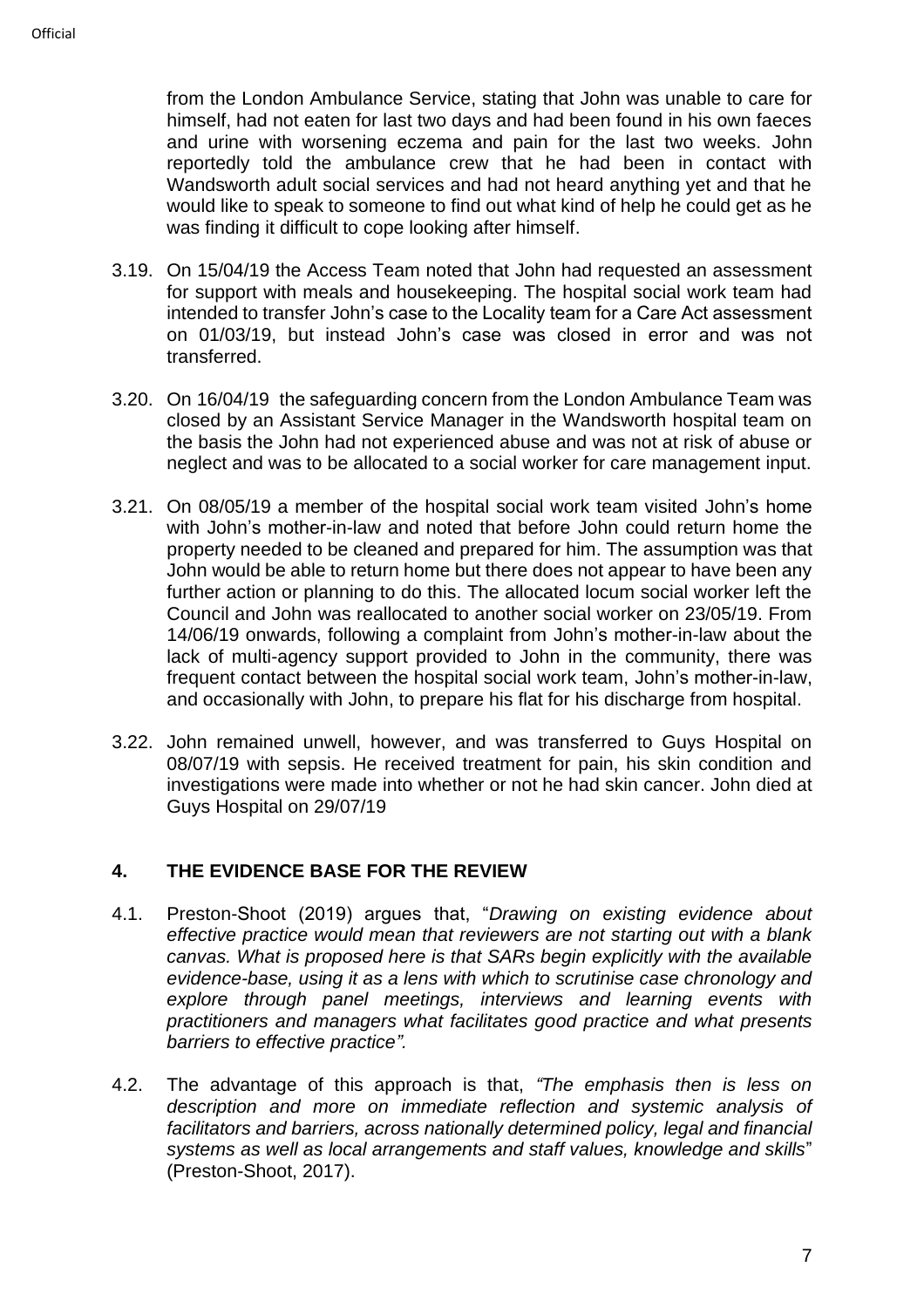from the London Ambulance Service, stating that John was unable to care for himself, had not eaten for last two days and had been found in his own faeces and urine with worsening eczema and pain for the last two weeks. John reportedly told the ambulance crew that he had been in contact with Wandsworth adult social services and had not heard anything yet and that he would like to speak to someone to find out what kind of help he could get as he was finding it difficult to cope looking after himself.

3.19. On 15/04/19 the Access Team noted that John had requested an assessment for support with meals and housekeeping. The hospital social work team had intended to transfer John's case to the Locality team for a Care Act assessment on 01/03/19, but instead John's case was closed in error and was not transferred.

3.20. On 16/04/19 the safeguarding concern from the London Ambulance Team was closed by an Assistant Service Manager in the Wandsworth hospital team on the basis the John had not experienced abuse and was not at risk of abuse or neglect and was to be allocated to a social worker for care management input.

3.21. On 08/05/19 a member of the hospital social work team visited John's home with John's mother-in-law and noted that before John could return home the property needed to be cleaned and prepared for him. The assumption was that John would be able to return home but there does not appear to have been any further action or planning to do this. The allocated locum social worker left the Council and John was reallocated to another social worker on 23/05/19. From 14/06/19 onwards, following a complaint from John's mother-in-law about the lack of multi-agency support provided to John in the community, there was frequent contact between the hospital social work team, John's mother-in-law, and occasionally with John, to prepare his flat for his discharge from hospital.

3.22. John remained unwell, however, and was transferred to Guys Hospital on 08/07/19 with sepsis. He received treatment for pain, his skin condition and investigations were made into whether or not he had skin cancer. John died at Guys Hospital on 29/07/19

## 4. THE EVIDENCE BASE FOR THE REVIEW

4.1. Preston-Shoot (2019) argues that, "*Drawing on existing evidence about effective practice would mean that reviewers are not starting out with a blank canvas. What is proposed here is that SARs begin explicitly with the available evidence-base, using it as a lens with which to scrutinise case chronology and explore through panel meetings, interviews and learning events with practitioners and managers what facilitates good practice and what presents barriers to effective practice".*

4.2. The advantage of this approach is that, *"The emphasis then is less on description and more on immediate reflection and systemic analysis of facilitators and barriers, across nationally determined policy, legal and financial systems as well as local arrangements and staff values, knowledge and skills*" (Preston-Shoot, 2017).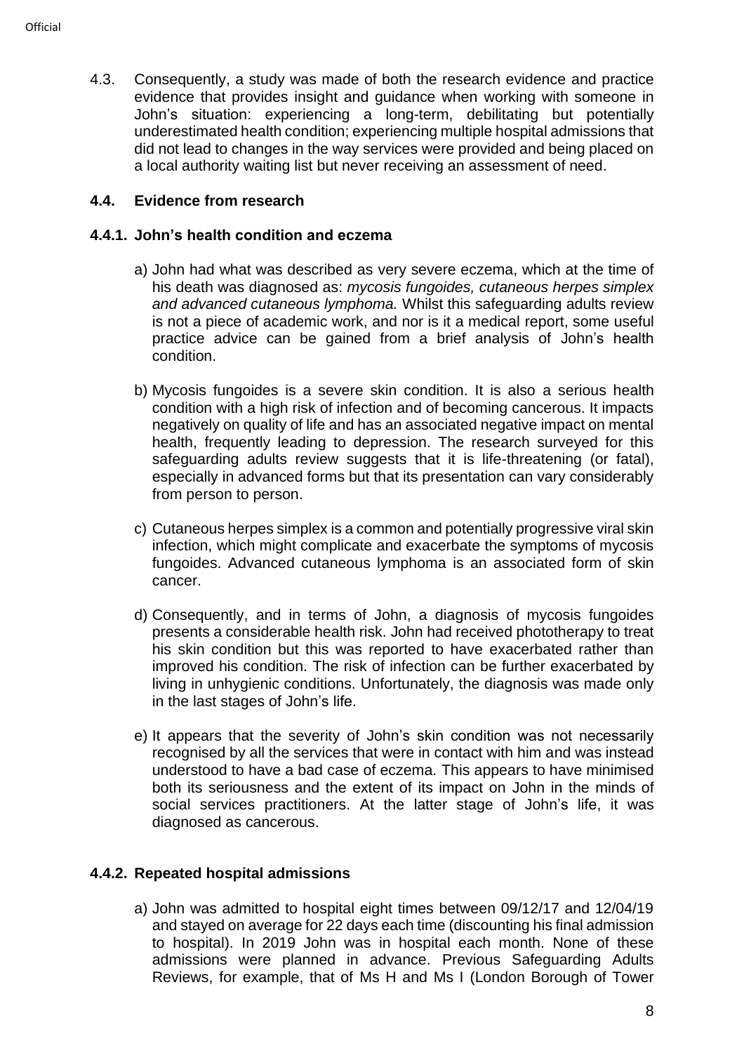4.3. Consequently, a study was made of both the research evidence and practice evidence that provides insight and guidance when working with someone in John's situation: experiencing a long-term, debilitating but potentially underestimated health condition; experiencing multiple hospital admissions that did not lead to changes in the way services were provided and being placed on a local authority waiting list but never receiving an assessment of need.

### 4.4. Evidence from research

#### 4.4.1. John's health condition and eczema

a) John had what was described as very severe eczema, which at the time of his death was diagnosed as: *mycosis fungoides, cutaneous herpes simplex and advanced cutaneous lymphoma.* Whilst this safeguarding adults review is not a piece of academic work, and nor is it a medical report, some useful practice advice can be gained from a brief analysis of John's health condition.

b) Mycosis fungoides is a severe skin condition. It is also a serious health condition with a high risk of infection and of becoming cancerous. It impacts negatively on quality of life and has an associated negative impact on mental health, frequently leading to depression. The research surveyed for this safeguarding adults review suggests that it is life-threatening (or fatal), especially in advanced forms but that its presentation can vary considerably from person to person.

c) Cutaneous herpes simplex is a common and potentially progressive viral skin infection, which might complicate and exacerbate the symptoms of mycosis fungoides. Advanced cutaneous lymphoma is an associated form of skin cancer.

d) Consequently, and in terms of John, a diagnosis of mycosis fungoides presents a considerable health risk. John had received phototherapy to treat his skin condition but this was reported to have exacerbated rather than improved his condition. The risk of infection can be further exacerbated by living in unhygienic conditions. Unfortunately, the diagnosis was made only in the last stages of John's life.

e) It appears that the severity of John's skin condition was not necessarily recognised by all the services that were in contact with him and was instead understood to have a bad case of eczema. This appears to have minimised both its seriousness and the extent of its impact on John in the minds of social services practitioners. At the latter stage of John's life, it was diagnosed as cancerous.

#### 4.4.2. Repeated hospital admissions

a) John was admitted to hospital eight times between 09/12/17 and 12/04/19 and stayed on average for 22 days each time (discounting his final admission to hospital). In 2019 John was in hospital each month. None of these admissions were planned in advance. Previous Safeguarding Adults Reviews, for example, that of Ms H and Ms I (London Borough of Tower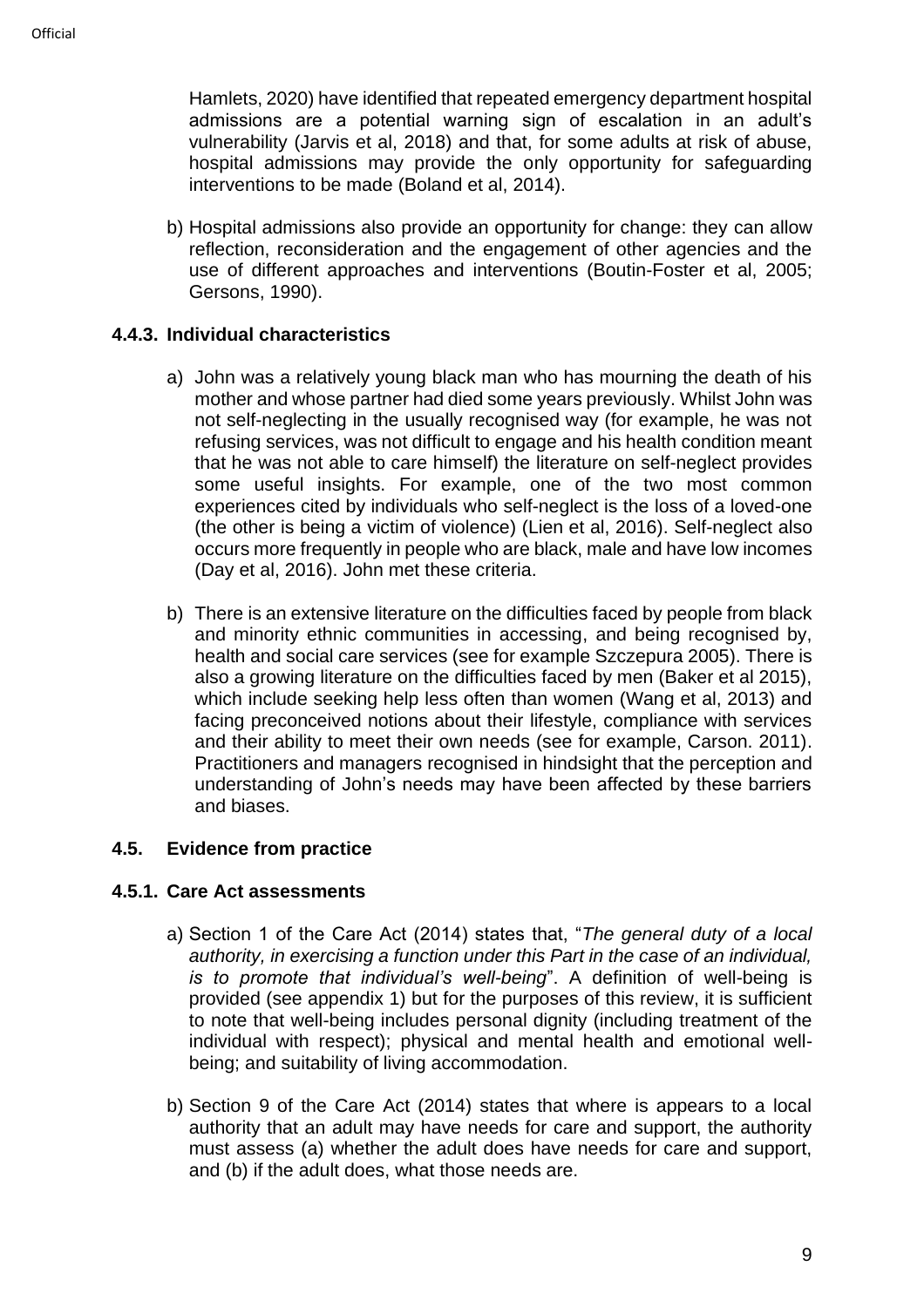Hamlets, 2020) have identified that repeated emergency department hospital admissions are a potential warning sign of escalation in an adult's vulnerability (Jarvis et al, 2018) and that, for some adults at risk of abuse, hospital admissions may provide the only opportunity for safeguarding interventions to be made (Boland et al, 2014).

b) Hospital admissions also provide an opportunity for change: they can allow reflection, reconsideration and the engagement of other agencies and the use of different approaches and interventions (Boutin-Foster et al, 2005; Gersons, 1990).

### 4.4.3. Individual characteristics

a) John was a relatively young black man who has mourning the death of his mother and whose partner had died some years previously. Whilst John was not self-neglecting in the usually recognised way (for example, he was not refusing services, was not difficult to engage and his health condition meant that he was not able to care himself) the literature on self-neglect provides some useful insights. For example, one of the two most common experiences cited by individuals who self-neglect is the loss of a loved-one (the other is being a victim of violence) (Lien et al, 2016). Self-neglect also occurs more frequently in people who are black, male and have low incomes (Day et al, 2016). John met these criteria.

b) There is an extensive literature on the difficulties faced by people from black and minority ethnic communities in accessing, and being recognised by, health and social care services (see for example Szczepura 2005). There is also a growing literature on the difficulties faced by men (Baker et al 2015), which include seeking help less often than women (Wang et al, 2013) and facing preconceived notions about their lifestyle, compliance with services and their ability to meet their own needs (see for example, Carson. 2011). Practitioners and managers recognised in hindsight that the perception and understanding of John's needs may have been affected by these barriers and biases.

## 4.5. Evidence from practice

### 4.5.1. Care Act assessments

a) Section 1 of the Care Act (2014) states that, "*The general duty of a local authority, in exercising a function under this Part in the case of an individual, is to promote that individual's well-being*". A definition of well-being is provided (see appendix 1) but for the purposes of this review, it is sufficient to note that well-being includes personal dignity (including treatment of the individual with respect); physical and mental health and emotional well-being; and suitability of living accommodation.

b) Section 9 of the Care Act (2014) states that where is appears to a local authority that an adult may have needs for care and support, the authority must assess (a) whether the adult does have needs for care and support, and (b) if the adult does, what those needs are.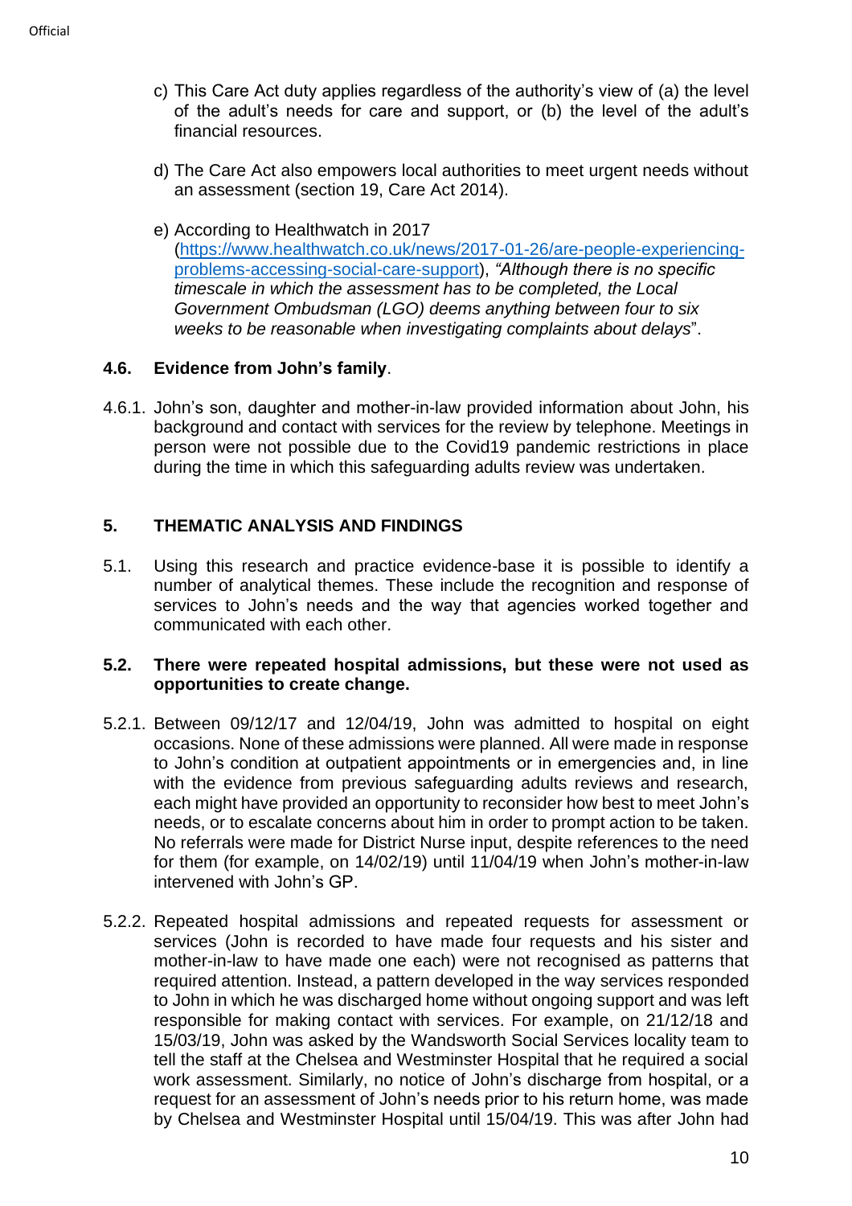c) This Care Act duty applies regardless of the authority's view of (a) the level of the adult's needs for care and support, or (b) the level of the adult's financial resources.

d) The Care Act also empowers local authorities to meet urgent needs without an assessment (section 19, Care Act 2014).

e) According to Healthwatch in 2017 ([https://www.healthwatch.co.uk/news/2017-01-26/are-people-experiencing-problems-accessing-social-care-support](https://www.healthwatch.co.uk/news/2017-01-26/are-people-experiencing-problems-accessing-social-care-support)), *"Although there is no specific timescale in which the assessment has to be completed, the Local Government Ombudsman (LGO) deems anything between four to six weeks to be reasonable when investigating complaints about delays*".

### 4.6. Evidence from John's family.

4.6.1. John's son, daughter and mother-in-law provided information about John, his background and contact with services for the review by telephone. Meetings in person were not possible due to the Covid19 pandemic restrictions in place during the time in which this safeguarding adults review was undertaken.

## 5. THEMATIC ANALYSIS AND FINDINGS

5.1. Using this research and practice evidence-base it is possible to identify a number of analytical themes. These include the recognition and response of services to John's needs and the way that agencies worked together and communicated with each other.

### 5.2. There were repeated hospital admissions, but these were not used as opportunities to create change.

5.2.1. Between 09/12/17 and 12/04/19, John was admitted to hospital on eight occasions. None of these admissions were planned. All were made in response to John's condition at outpatient appointments or in emergencies and, in line with the evidence from previous safeguarding adults reviews and research, each might have provided an opportunity to reconsider how best to meet John's needs, or to escalate concerns about him in order to prompt action to be taken. No referrals were made for District Nurse input, despite references to the need for them (for example, on 14/02/19) until 11/04/19 when John's mother-in-law intervened with John's GP.

5.2.2. Repeated hospital admissions and repeated requests for assessment or services (John is recorded to have made four requests and his sister and mother-in-law to have made one each) were not recognised as patterns that required attention. Instead, a pattern developed in the way services responded to John in which he was discharged home without ongoing support and was left responsible for making contact with services. For example, on 21/12/18 and 15/03/19, John was asked by the Wandsworth Social Services locality team to tell the staff at the Chelsea and Westminster Hospital that he required a social work assessment. Similarly, no notice of John's discharge from hospital, or a request for an assessment of John's needs prior to his return home, was made by Chelsea and Westminster Hospital until 15/04/19. This was after John had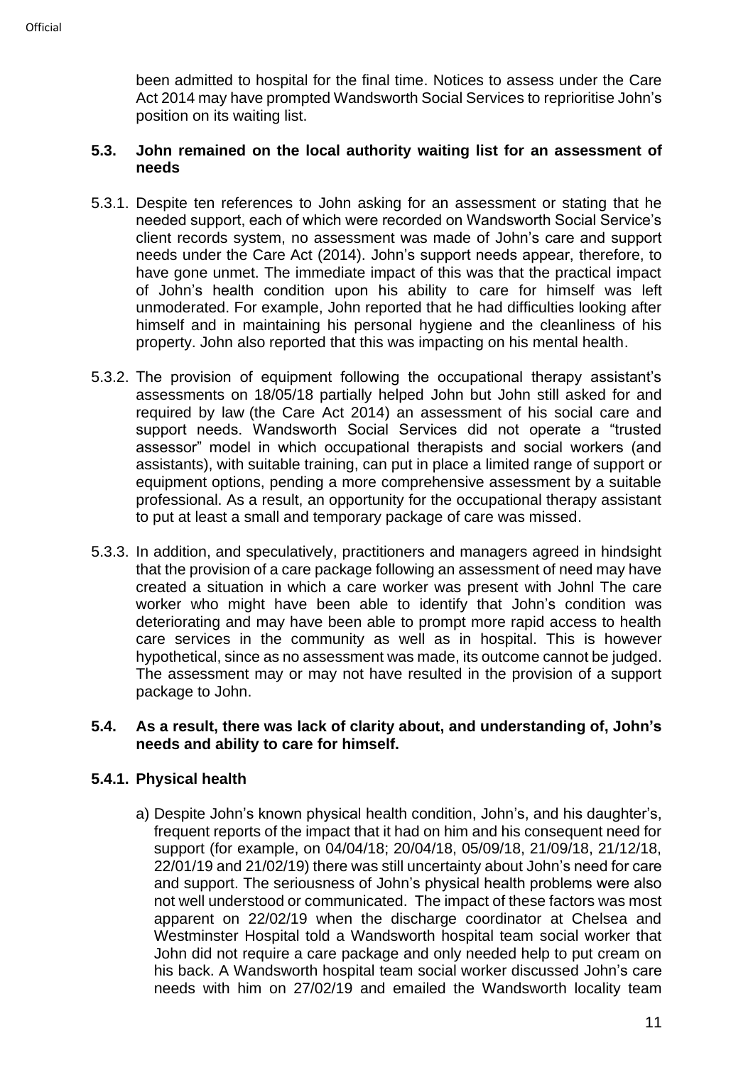been admitted to hospital for the final time. Notices to assess under the Care Act 2014 may have prompted Wandsworth Social Services to reprioritise John's position on its waiting list.

### 5.3. John remained on the local authority waiting list for an assessment of needs

5.3.1. Despite ten references to John asking for an assessment or stating that he needed support, each of which were recorded on Wandsworth Social Service's client records system, no assessment was made of John's care and support needs under the Care Act (2014). John's support needs appear, therefore, to have gone unmet. The immediate impact of this was that the practical impact of John's health condition upon his ability to care for himself was left unmoderated. For example, John reported that he had difficulties looking after himself and in maintaining his personal hygiene and the cleanliness of his property. John also reported that this was impacting on his mental health.

5.3.2. The provision of equipment following the occupational therapy assistant's assessments on 18/05/18 partially helped John but John still asked for and required by law (the Care Act 2014) an assessment of his social care and support needs. Wandsworth Social Services did not operate a "trusted assessor" model in which occupational therapists and social workers (and assistants), with suitable training, can put in place a limited range of support or equipment options, pending a more comprehensive assessment by a suitable professional. As a result, an opportunity for the occupational therapy assistant to put at least a small and temporary package of care was missed.

5.3.3. In addition, and speculatively, practitioners and managers agreed in hindsight that the provision of a care package following an assessment of need may have created a situation in which a care worker was present with Johnl The care worker who might have been able to identify that John's condition was deteriorating and may have been able to prompt more rapid access to health care services in the community as well as in hospital. This is however hypothetical, since as no assessment was made, its outcome cannot be judged. The assessment may or may not have resulted in the provision of a support package to John.

### 5.4. As a result, there was lack of clarity about, and understanding of, John's needs and ability to care for himself.

#### 5.4.1. Physical health

a) Despite John's known physical health condition, John's, and his daughter's, frequent reports of the impact that it had on him and his consequent need for support (for example, on 04/04/18; 20/04/18, 05/09/18, 21/09/18, 21/12/18, 22/01/19 and 21/02/19) there was still uncertainty about John's need for care and support. The seriousness of John's physical health problems were also not well understood or communicated. The impact of these factors was most apparent on 22/02/19 when the discharge coordinator at Chelsea and Westminster Hospital told a Wandsworth hospital team social worker that John did not require a care package and only needed help to put cream on his back. A Wandsworth hospital team social worker discussed John's care needs with him on 27/02/19 and emailed the Wandsworth locality team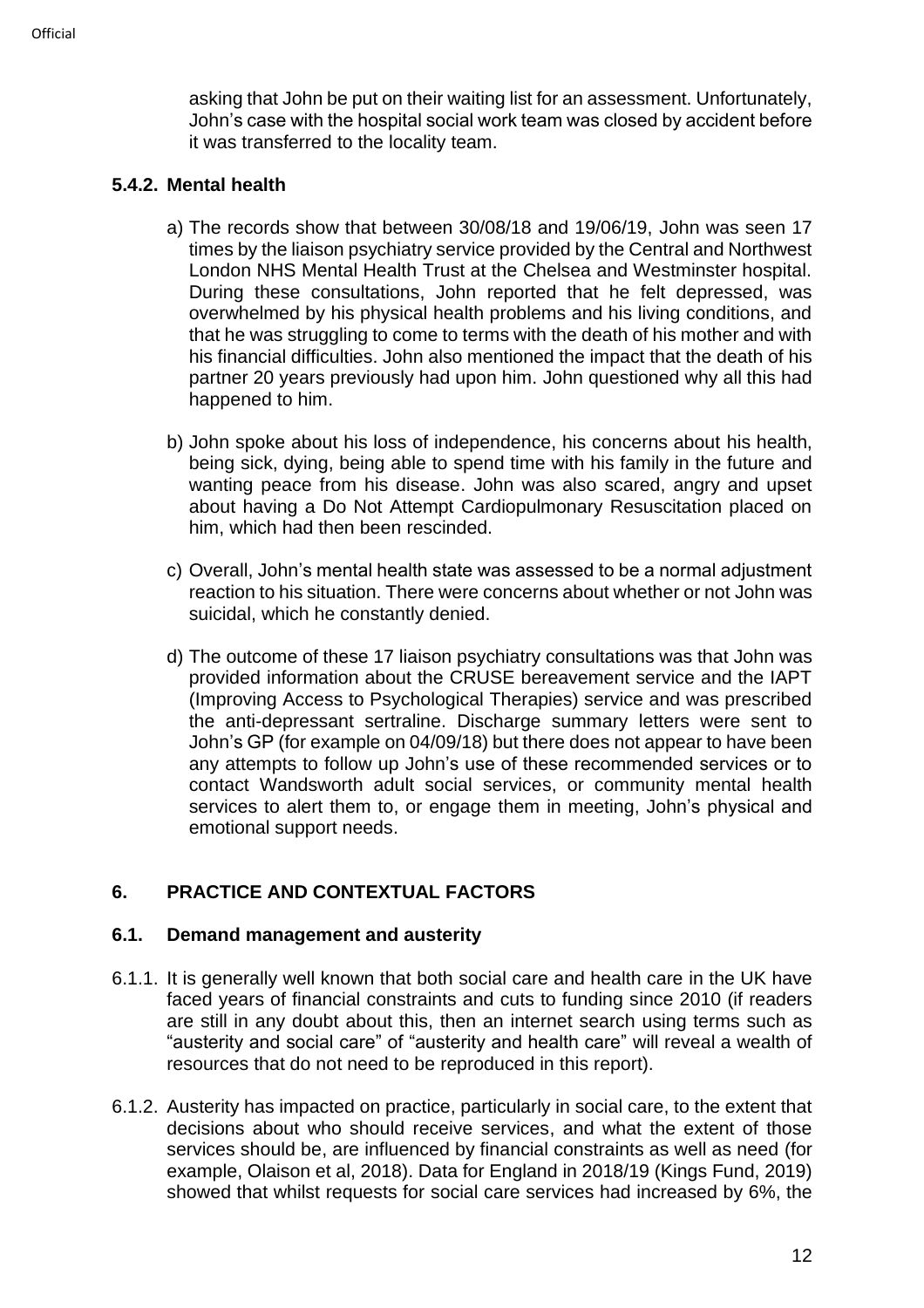asking that John be put on their waiting list for an assessment. Unfortunately, John's case with the hospital social work team was closed by accident before it was transferred to the locality team.

### 5.4.2. Mental health

a) The records show that between 30/08/18 and 19/06/19, John was seen 17 times by the liaison psychiatry service provided by the Central and Northwest London NHS Mental Health Trust at the Chelsea and Westminster hospital. During these consultations, John reported that he felt depressed, was overwhelmed by his physical health problems and his living conditions, and that he was struggling to come to terms with the death of his mother and with his financial difficulties. John also mentioned the impact that the death of his partner 20 years previously had upon him. John questioned why all this had happened to him.

b) John spoke about his loss of independence, his concerns about his health, being sick, dying, being able to spend time with his family in the future and wanting peace from his disease. John was also scared, angry and upset about having a Do Not Attempt Cardiopulmonary Resuscitation placed on him, which had then been rescinded.

c) Overall, John's mental health state was assessed to be a normal adjustment reaction to his situation. There were concerns about whether or not John was suicidal, which he constantly denied.

d) The outcome of these 17 liaison psychiatry consultations was that John was provided information about the CRUSE bereavement service and the IAPT (Improving Access to Psychological Therapies) service and was prescribed the anti-depressant sertraline. Discharge summary letters were sent to John's GP (for example on 04/09/18) but there does not appear to have been any attempts to follow up John's use of these recommended services or to contact Wandsworth adult social services, or community mental health services to alert them to, or engage them in meeting, John's physical and emotional support needs.

## 6. PRACTICE AND CONTEXTUAL FACTORS

### 6.1. Demand management and austerity

6.1.1. It is generally well known that both social care and health care in the UK have faced years of financial constraints and cuts to funding since 2010 (if readers are still in any doubt about this, then an internet search using terms such as "austerity and social care" of "austerity and health care" will reveal a wealth of resources that do not need to be reproduced in this report).

6.1.2. Austerity has impacted on practice, particularly in social care, to the extent that decisions about who should receive services, and what the extent of those services should be, are influenced by financial constraints as well as need (for example, Olaison et al, 2018). Data for England in 2018/19 (Kings Fund, 2019) showed that whilst requests for social care services had increased by 6%, the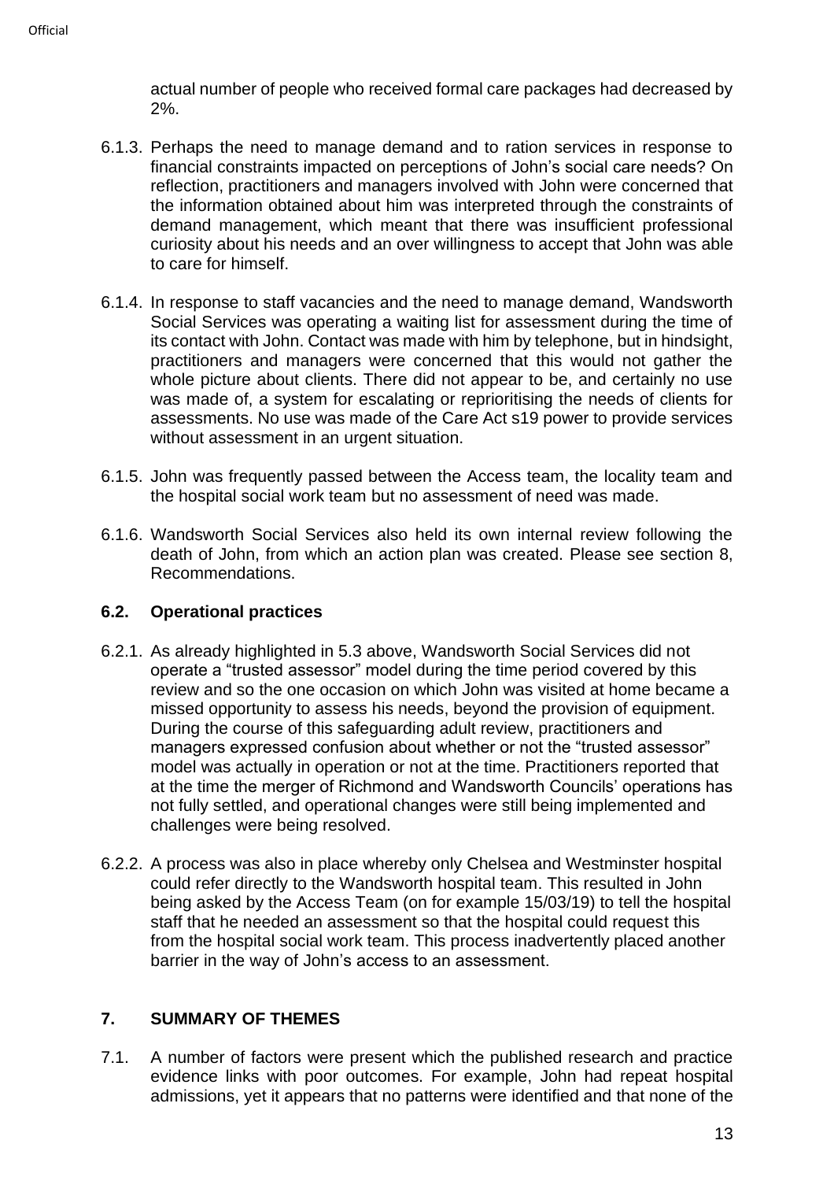actual number of people who received formal care packages had decreased by 2%.

6.1.3. Perhaps the need to manage demand and to ration services in response to financial constraints impacted on perceptions of John's social care needs? On reflection, practitioners and managers involved with John were concerned that the information obtained about him was interpreted through the constraints of demand management, which meant that there was insufficient professional curiosity about his needs and an over willingness to accept that John was able to care for himself.

6.1.4. In response to staff vacancies and the need to manage demand, Wandsworth Social Services was operating a waiting list for assessment during the time of its contact with John. Contact was made with him by telephone, but in hindsight, practitioners and managers were concerned that this would not gather the whole picture about clients. There did not appear to be, and certainly no use was made of, a system for escalating or reprioritising the needs of clients for assessments. No use was made of the Care Act s19 power to provide services without assessment in an urgent situation.

6.1.5. John was frequently passed between the Access team, the locality team and the hospital social work team but no assessment of need was made.

6.1.6. Wandsworth Social Services also held its own internal review following the death of John, from which an action plan was created. Please see section 8, Recommendations.

### 6.2. Operational practices

6.2.1. As already highlighted in 5.3 above, Wandsworth Social Services did not operate a "trusted assessor" model during the time period covered by this review and so the one occasion on which John was visited at home became a missed opportunity to assess his needs, beyond the provision of equipment. During the course of this safeguarding adult review, practitioners and managers expressed confusion about whether or not the "trusted assessor" model was actually in operation or not at the time. Practitioners reported that at the time the merger of Richmond and Wandsworth Councils' operations has not fully settled, and operational changes were still being implemented and challenges were being resolved.

6.2.2. A process was also in place whereby only Chelsea and Westminster hospital could refer directly to the Wandsworth hospital team. This resulted in John being asked by the Access Team (on for example 15/03/19) to tell the hospital staff that he needed an assessment so that the hospital could request this from the hospital social work team. This process inadvertently placed another barrier in the way of John's access to an assessment.

## 7. SUMMARY OF THEMES

7.1. A number of factors were present which the published research and practice evidence links with poor outcomes. For example, John had repeat hospital admissions, yet it appears that no patterns were identified and that none of the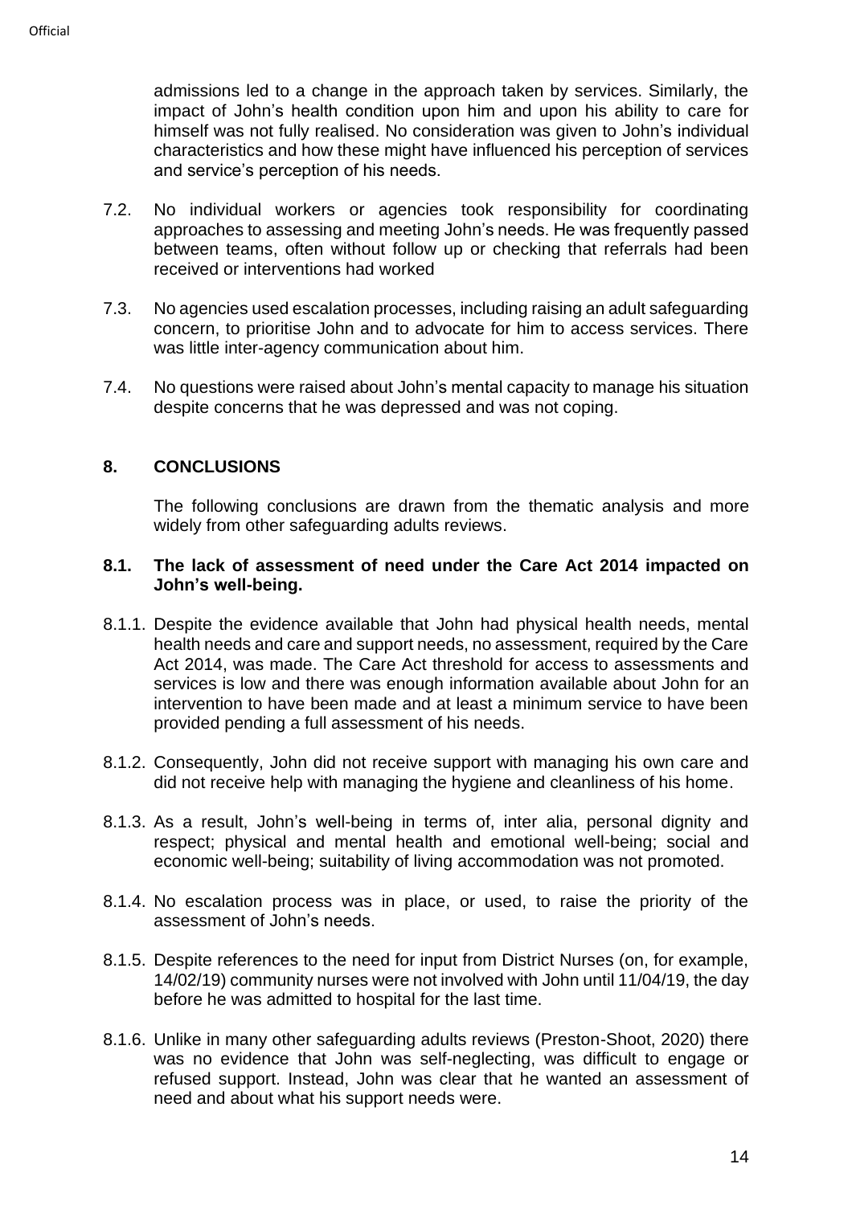admissions led to a change in the approach taken by services. Similarly, the impact of John's health condition upon him and upon his ability to care for himself was not fully realised. No consideration was given to John's individual characteristics and how these might have influenced his perception of services and service's perception of his needs.

7.2. No individual workers or agencies took responsibility for coordinating approaches to assessing and meeting John's needs. He was frequently passed between teams, often without follow up or checking that referrals had been received or interventions had worked

7.3. No agencies used escalation processes, including raising an adult safeguarding concern, to prioritise John and to advocate for him to access services. There was little inter-agency communication about him.

7.4. No questions were raised about John's mental capacity to manage his situation despite concerns that he was depressed and was not coping.

## 8. CONCLUSIONS

The following conclusions are drawn from the thematic analysis and more widely from other safeguarding adults reviews.

### 8.1. The lack of assessment of need under the Care Act 2014 impacted on John's well-being.

8.1.1. Despite the evidence available that John had physical health needs, mental health needs and care and support needs, no assessment, required by the Care Act 2014, was made. The Care Act threshold for access to assessments and services is low and there was enough information available about John for an intervention to have been made and at least a minimum service to have been provided pending a full assessment of his needs.

8.1.2. Consequently, John did not receive support with managing his own care and did not receive help with managing the hygiene and cleanliness of his home.

8.1.3. As a result, John's well-being in terms of, inter alia, personal dignity and respect; physical and mental health and emotional well-being; social and economic well-being; suitability of living accommodation was not promoted.

8.1.4. No escalation process was in place, or used, to raise the priority of the assessment of John's needs.

8.1.5. Despite references to the need for input from District Nurses (on, for example, 14/02/19) community nurses were not involved with John until 11/04/19, the day before he was admitted to hospital for the last time.

8.1.6. Unlike in many other safeguarding adults reviews (Preston-Shoot, 2020) there was no evidence that John was self-neglecting, was difficult to engage or refused support. Instead, John was clear that he wanted an assessment of need and about what his support needs were.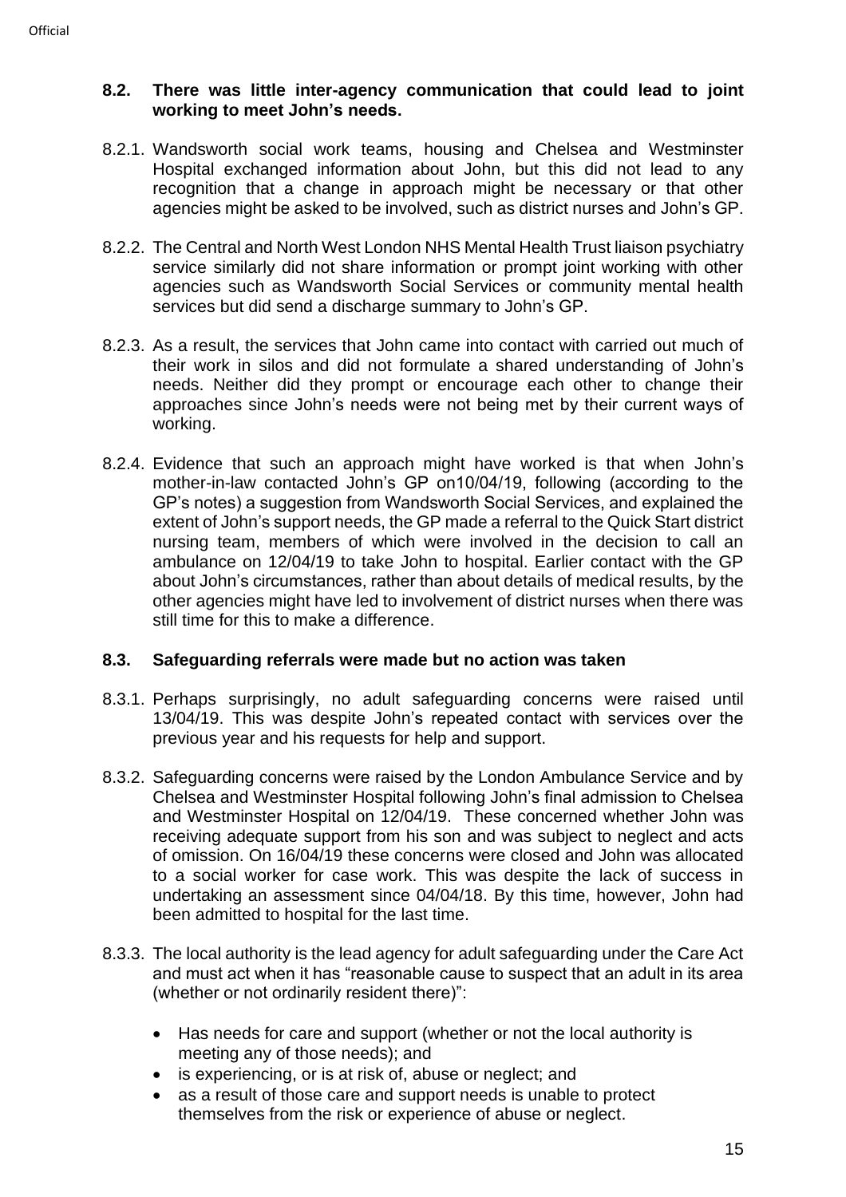### 8.2. There was little inter-agency communication that could lead to joint working to meet John's needs.

8.2.1. Wandsworth social work teams, housing and Chelsea and Westminster Hospital exchanged information about John, but this did not lead to any recognition that a change in approach might be necessary or that other agencies might be asked to be involved, such as district nurses and John's GP.

8.2.2. The Central and North West London NHS Mental Health Trust liaison psychiatry service similarly did not share information or prompt joint working with other agencies such as Wandsworth Social Services or community mental health services but did send a discharge summary to John's GP.

8.2.3. As a result, the services that John came into contact with carried out much of their work in silos and did not formulate a shared understanding of John's needs. Neither did they prompt or encourage each other to change their approaches since John's needs were not being met by their current ways of working.

8.2.4. Evidence that such an approach might have worked is that when John's mother-in-law contacted John's GP on10/04/19, following (according to the GP's notes) a suggestion from Wandsworth Social Services, and explained the extent of John's support needs, the GP made a referral to the Quick Start district nursing team, members of which were involved in the decision to call an ambulance on 12/04/19 to take John to hospital. Earlier contact with the GP about John's circumstances, rather than about details of medical results, by the other agencies might have led to involvement of district nurses when there was still time for this to make a difference.

### 8.3. Safeguarding referrals were made but no action was taken

8.3.1. Perhaps surprisingly, no adult safeguarding concerns were raised until 13/04/19. This was despite John's repeated contact with services over the previous year and his requests for help and support.

8.3.2. Safeguarding concerns were raised by the London Ambulance Service and by Chelsea and Westminster Hospital following John's final admission to Chelsea and Westminster Hospital on 12/04/19. These concerned whether John was receiving adequate support from his son and was subject to neglect and acts of omission. On 16/04/19 these concerns were closed and John was allocated to a social worker for case work. This was despite the lack of success in undertaking an assessment since 04/04/18. By this time, however, John had been admitted to hospital for the last time.

8.3.3. The local authority is the lead agency for adult safeguarding under the Care Act and must act when it has "reasonable cause to suspect that an adult in its area (whether or not ordinarily resident there)":

- Has needs for care and support (whether or not the local authority is meeting any of those needs); and
- is experiencing, or is at risk of, abuse or neglect; and
- as a result of those care and support needs is unable to protect themselves from the risk or experience of abuse or neglect.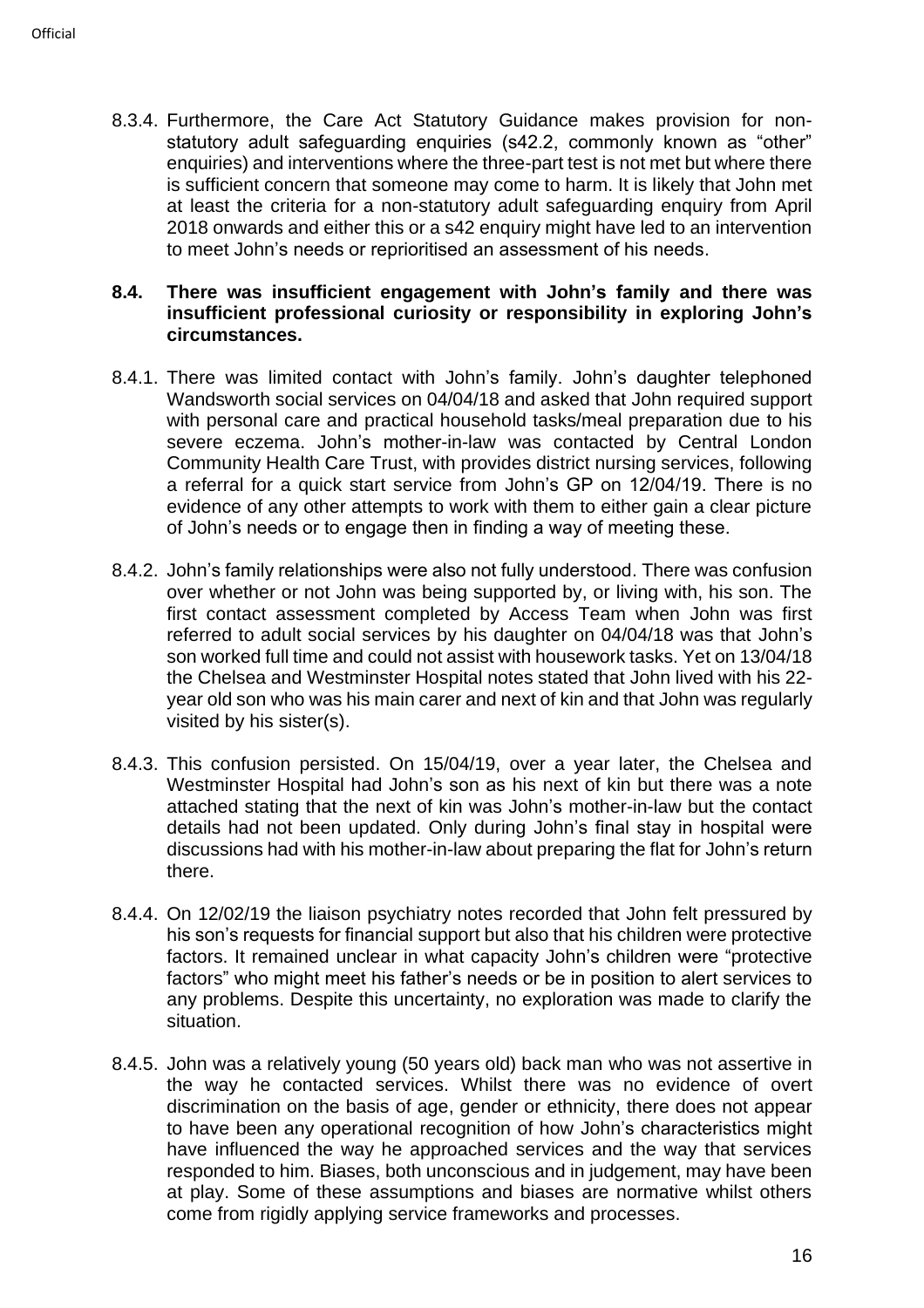8.3.4. Furthermore, the Care Act Statutory Guidance makes provision for non-statutory adult safeguarding enquiries (s42.2, commonly known as "other" enquiries) and interventions where the three-part test is not met but where there is sufficient concern that someone may come to harm. It is likely that John met at least the criteria for a non-statutory adult safeguarding enquiry from April 2018 onwards and either this or a s42 enquiry might have led to an intervention to meet John's needs or reprioritised an assessment of his needs.

**8.4. There was insufficient engagement with John's family and there was insufficient professional curiosity or responsibility in exploring John's circumstances.**

8.4.1. There was limited contact with John's family. John's daughter telephoned Wandsworth social services on 04/04/18 and asked that John required support with personal care and practical household tasks/meal preparation due to his severe eczema. John's mother-in-law was contacted by Central London Community Health Care Trust, with provides district nursing services, following a referral for a quick start service from John's GP on 12/04/19. There is no evidence of any other attempts to work with them to either gain a clear picture of John's needs or to engage then in finding a way of meeting these.

8.4.2. John's family relationships were also not fully understood. There was confusion over whether or not John was being supported by, or living with, his son. The first contact assessment completed by Access Team when John was first referred to adult social services by his daughter on 04/04/18 was that John's son worked full time and could not assist with housework tasks. Yet on 13/04/18 the Chelsea and Westminster Hospital notes stated that John lived with his 22-year old son who was his main carer and next of kin and that John was regularly visited by his sister(s).

8.4.3. This confusion persisted. On 15/04/19, over a year later, the Chelsea and Westminster Hospital had John's son as his next of kin but there was a note attached stating that the next of kin was John's mother-in-law but the contact details had not been updated. Only during John's final stay in hospital were discussions had with his mother-in-law about preparing the flat for John's return there.

8.4.4. On 12/02/19 the liaison psychiatry notes recorded that John felt pressured by his son's requests for financial support but also that his children were protective factors. It remained unclear in what capacity John's children were "protective factors" who might meet his father's needs or be in position to alert services to any problems. Despite this uncertainty, no exploration was made to clarify the situation.

8.4.5. John was a relatively young (50 years old) back man who was not assertive in the way he contacted services. Whilst there was no evidence of overt discrimination on the basis of age, gender or ethnicity, there does not appear to have been any operational recognition of how John's characteristics might have influenced the way he approached services and the way that services responded to him. Biases, both unconscious and in judgement, may have been at play. Some of these assumptions and biases are normative whilst others come from rigidly applying service frameworks and processes.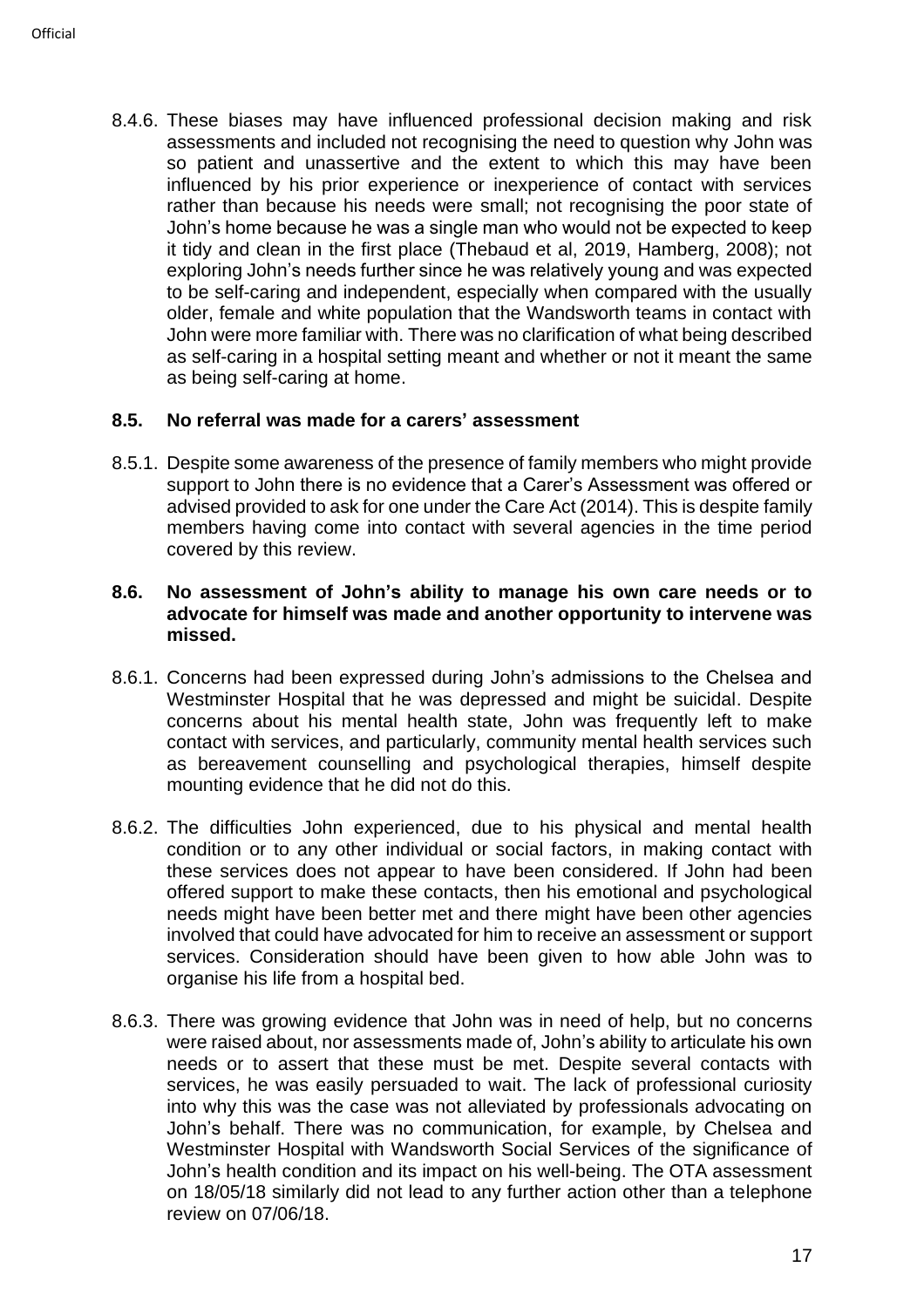8.4.6. These biases may have influenced professional decision making and risk assessments and included not recognising the need to question why John was so patient and unassertive and the extent to which this may have been influenced by his prior experience or inexperience of contact with services rather than because his needs were small; not recognising the poor state of John's home because he was a single man who would not be expected to keep it tidy and clean in the first place (Thebaud et al, 2019, Hamberg, 2008); not exploring John's needs further since he was relatively young and was expected to be self-caring and independent, especially when compared with the usually older, female and white population that the Wandsworth teams in contact with John were more familiar with. There was no clarification of what being described as self-caring in a hospital setting meant and whether or not it meant the same as being self-caring at home.

### 8.5. No referral was made for a carers' assessment

8.5.1. Despite some awareness of the presence of family members who might provide support to John there is no evidence that a Carer's Assessment was offered or advised provided to ask for one under the Care Act (2014). This is despite family members having come into contact with several agencies in the time period covered by this review.

### 8.6. No assessment of John's ability to manage his own care needs or to advocate for himself was made and another opportunity to intervene was missed.

8.6.1. Concerns had been expressed during John's admissions to the Chelsea and Westminster Hospital that he was depressed and might be suicidal. Despite concerns about his mental health state, John was frequently left to make contact with services, and particularly, community mental health services such as bereavement counselling and psychological therapies, himself despite mounting evidence that he did not do this.

8.6.2. The difficulties John experienced, due to his physical and mental health condition or to any other individual or social factors, in making contact with these services does not appear to have been considered. If John had been offered support to make these contacts, then his emotional and psychological needs might have been better met and there might have been other agencies involved that could have advocated for him to receive an assessment or support services. Consideration should have been given to how able John was to organise his life from a hospital bed.

8.6.3. There was growing evidence that John was in need of help, but no concerns were raised about, nor assessments made of, John's ability to articulate his own needs or to assert that these must be met. Despite several contacts with services, he was easily persuaded to wait. The lack of professional curiosity into why this was the case was not alleviated by professionals advocating on John's behalf. There was no communication, for example, by Chelsea and Westminster Hospital with Wandsworth Social Services of the significance of John's health condition and its impact on his well-being. The OTA assessment on 18/05/18 similarly did not lead to any further action other than a telephone review on 07/06/18.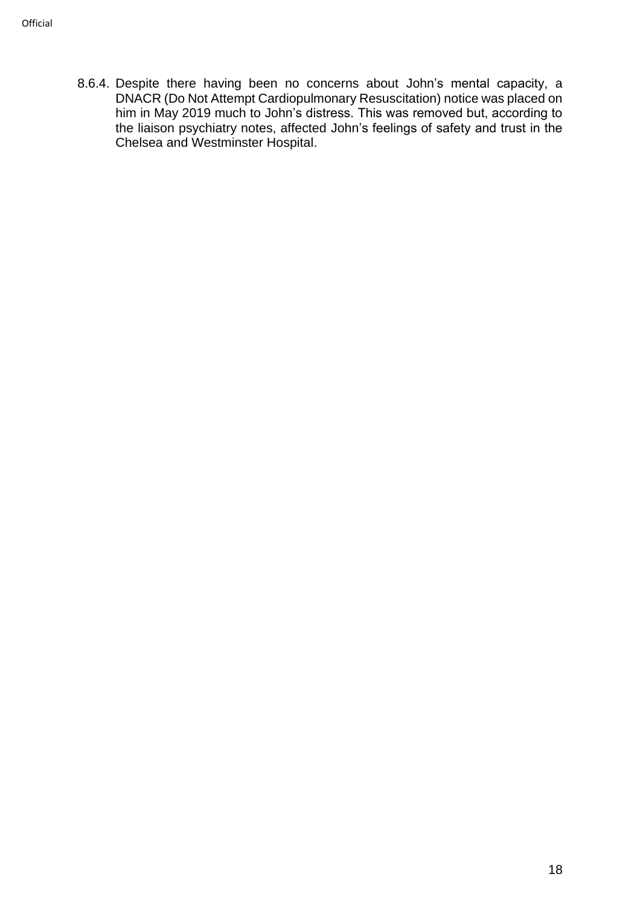8.6.4. Despite there having been no concerns about John's mental capacity, a DNACR (Do Not Attempt Cardiopulmonary Resuscitation) notice was placed on him in May 2019 much to John's distress. This was removed but, according to the liaison psychiatry notes, affected John's feelings of safety and trust in the Chelsea and Westminster Hospital.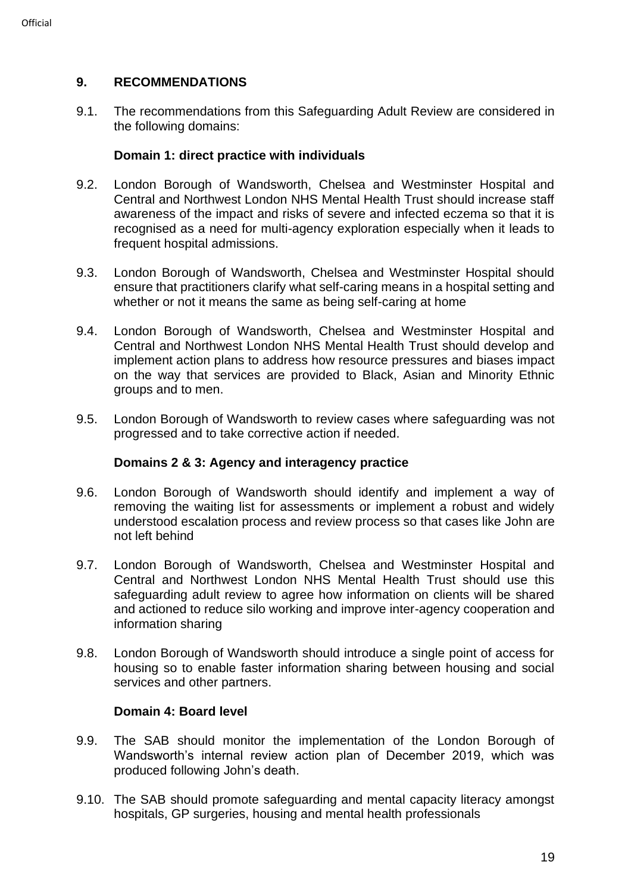## 9. RECOMMENDATIONS

9.1. The recommendations from this Safeguarding Adult Review are considered in the following domains:

### Domain 1: direct practice with individuals

9.2. London Borough of Wandsworth, Chelsea and Westminster Hospital and Central and Northwest London NHS Mental Health Trust should increase staff awareness of the impact and risks of severe and infected eczema so that it is recognised as a need for multi-agency exploration especially when it leads to frequent hospital admissions.

9.3. London Borough of Wandsworth, Chelsea and Westminster Hospital should ensure that practitioners clarify what self-caring means in a hospital setting and whether or not it means the same as being self-caring at home

9.4. London Borough of Wandsworth, Chelsea and Westminster Hospital and Central and Northwest London NHS Mental Health Trust should develop and implement action plans to address how resource pressures and biases impact on the way that services are provided to Black, Asian and Minority Ethnic groups and to men.

9.5. London Borough of Wandsworth to review cases where safeguarding was not progressed and to take corrective action if needed.

### Domains 2 & 3: Agency and interagency practice

9.6. London Borough of Wandsworth should identify and implement a way of removing the waiting list for assessments or implement a robust and widely understood escalation process and review process so that cases like John are not left behind

9.7. London Borough of Wandsworth, Chelsea and Westminster Hospital and Central and Northwest London NHS Mental Health Trust should use this safeguarding adult review to agree how information on clients will be shared and actioned to reduce silo working and improve inter-agency cooperation and information sharing

9.8. London Borough of Wandsworth should introduce a single point of access for housing so to enable faster information sharing between housing and social services and other partners.

### Domain 4: Board level

9.9. The SAB should monitor the implementation of the London Borough of Wandsworth's internal review action plan of December 2019, which was produced following John's death.

9.10. The SAB should promote safeguarding and mental capacity literacy amongst hospitals, GP surgeries, housing and mental health professionals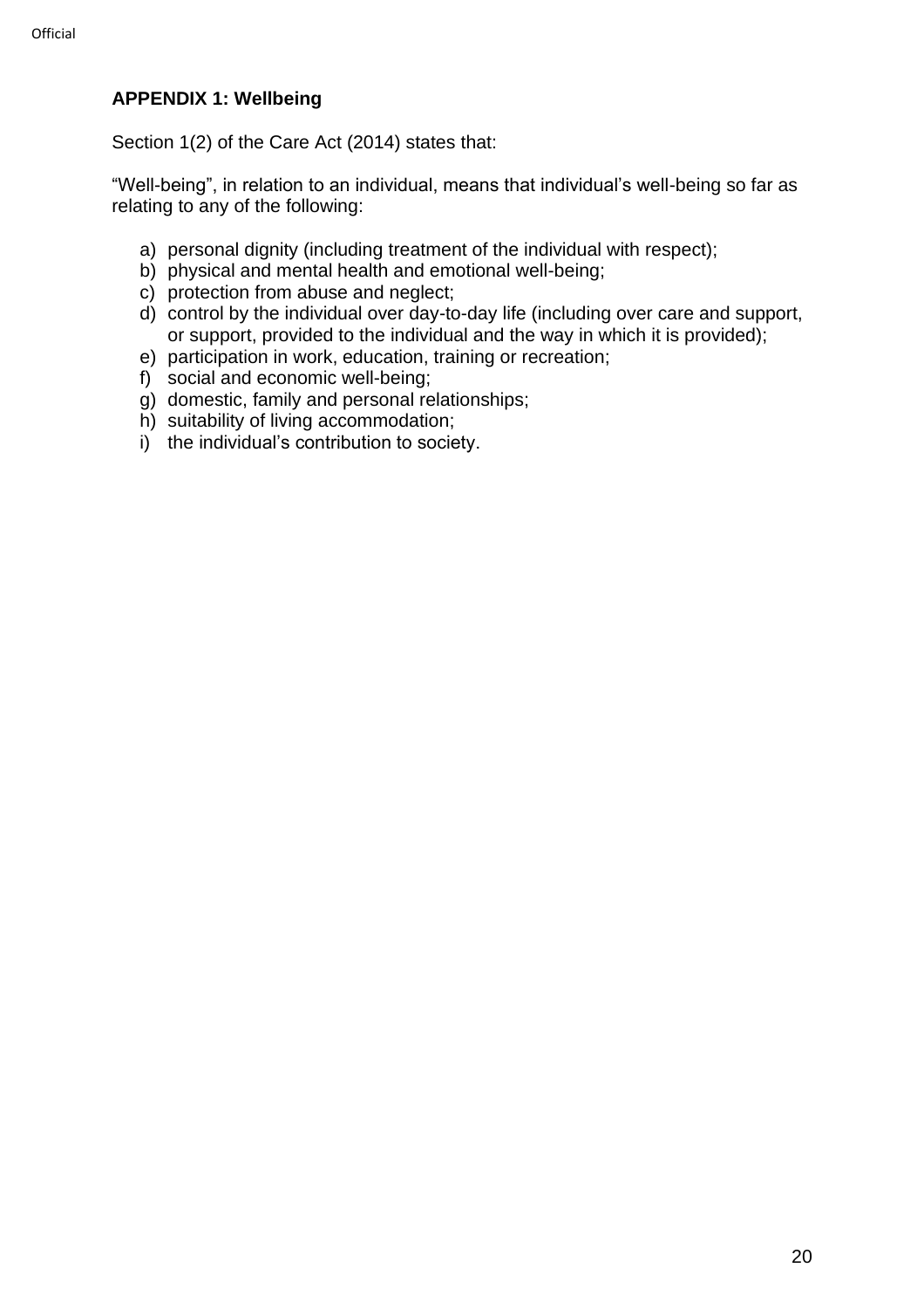## APPENDIX 1: Wellbeing

Section 1(2) of the Care Act (2014) states that:

"Well-being", in relation to an individual, means that individual's well-being so far as relating to any of the following:

a) personal dignity (including treatment of the individual with respect);
b) physical and mental health and emotional well-being;
c) protection from abuse and neglect;
d) control by the individual over day-to-day life (including over care and support, or support, provided to the individual and the way in which it is provided);
e) participation in work, education, training or recreation;
f) social and economic well-being;
g) domestic, family and personal relationships;
h) suitability of living accommodation;
i) the individual's contribution to society.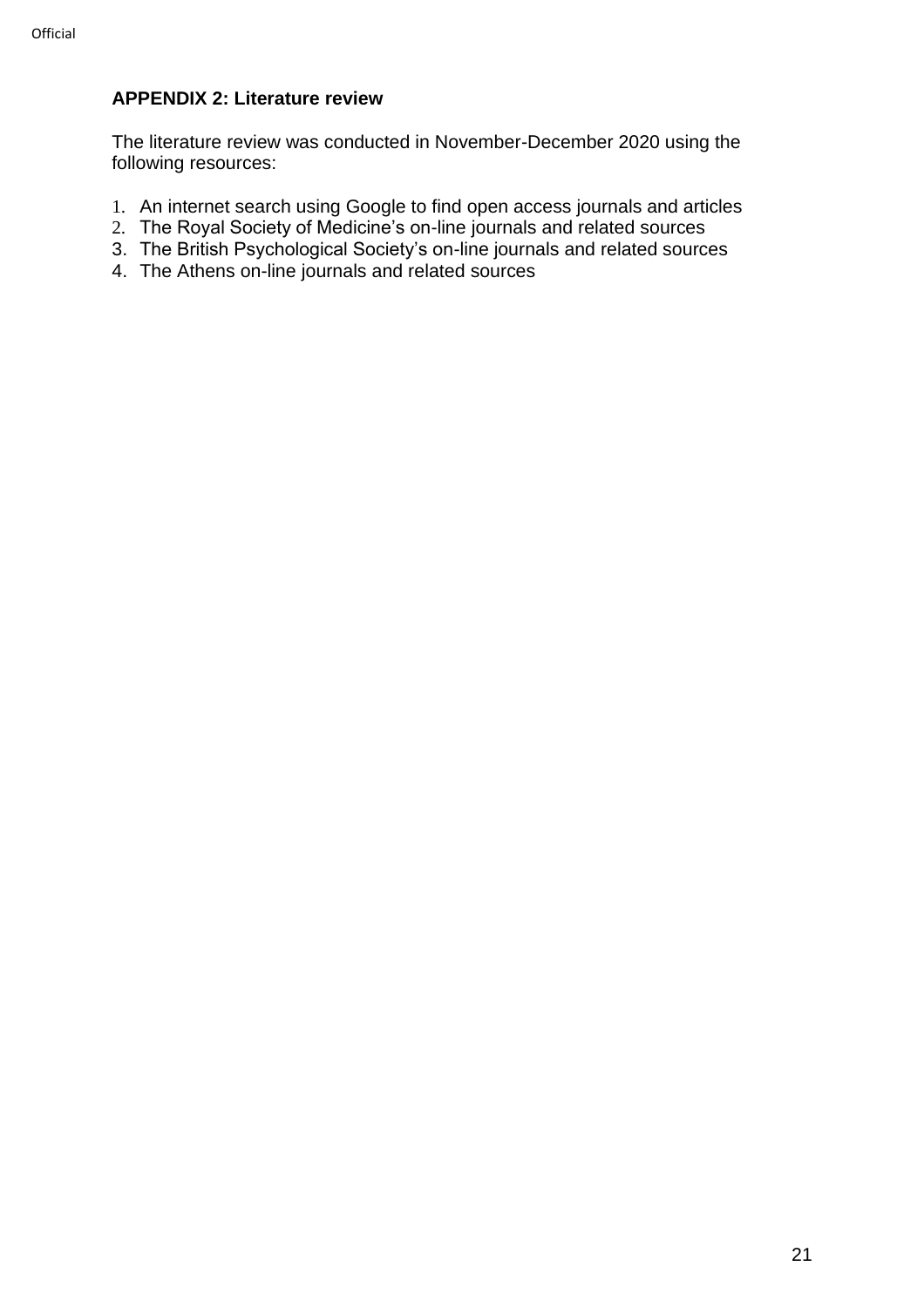**APPENDIX 2: Literature review**

The literature review was conducted in November-December 2020 using the following resources:

1. An internet search using Google to find open access journals and articles
2. The Royal Society of Medicine's on-line journals and related sources
3. The British Psychological Society's on-line journals and related sources
4. The Athens on-line journals and related sources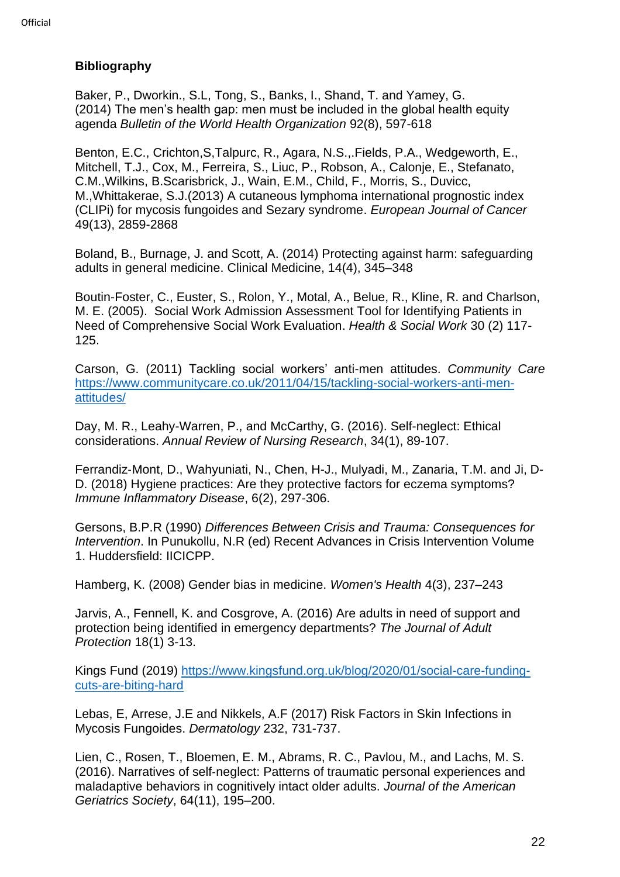**Bibliography**

Baker, P., Dworkin., S.L, Tong, S., Banks, I., Shand, T. and Yamey, G. (2014) The men's health gap: men must be included in the global health equity agenda *Bulletin of the World Health Organization* 92(8), 597-618

Benton, E.C., Crichton,S,Talpurc, R., Agara, N.S.,.Fields, P.A., Wedgeworth, E., Mitchell, T.J., Cox, M., Ferreira, S., Liuc, P., Robson, A., Calonje, E., Stefanato, C.M.,Wilkins, B.Scarisbrick, J., Wain, E.M., Child, F., Morris, S., Duvicc, M.,Whittakerae, S.J.(2013) A cutaneous lymphoma international prognostic index (CLIPi) for mycosis fungoides and Sezary syndrome. *European Journal of Cancer* 49(13), 2859-2868

Boland, B., Burnage, J. and Scott, A. (2014) Protecting against harm: safeguarding adults in general medicine. Clinical Medicine, 14(4), 345–348

Boutin-Foster, C., Euster, S., Rolon, Y., Motal, A., Belue, R., Kline, R. and Charlson, M. E. (2005). Social Work Admission Assessment Tool for Identifying Patients in Need of Comprehensive Social Work Evaluation. *Health & Social Work* 30 (2) 117-125.

Carson, G. (2011) Tackling social workers' anti-men attitudes. *Community Care* https://www.communitycare.co.uk/2011/04/15/tackling-social-workers-anti-men-attitudes/

Day, M. R., Leahy-Warren, P., and McCarthy, G. (2016). Self-neglect: Ethical considerations. *Annual Review of Nursing Research*, 34(1), 89-107.

Ferrandiz-Mont, D., Wahyuniati, N., Chen, H-J., Mulyadi, M., Zanaria, T.M. and Ji, D-D. (2018) Hygiene practices: Are they protective factors for eczema symptoms? *Immune Inflammatory Disease*, 6(2), 297-306.

Gersons, B.P.R (1990) *Differences Between Crisis and Trauma: Consequences for Intervention*. In Punukollu, N.R (ed) Recent Advances in Crisis Intervention Volume 1. Huddersfield: IICICPP.

Hamberg, K. (2008) Gender bias in medicine. *Women's Health* 4(3), 237–243

Jarvis, A., Fennell, K. and Cosgrove, A. (2016) Are adults in need of support and protection being identified in emergency departments? *The Journal of Adult Protection* 18(1) 3-13.

Kings Fund (2019) https://www.kingsfund.org.uk/blog/2020/01/social-care-funding-cuts-are-biting-hard

Lebas, E, Arrese, J.E and Nikkels, A.F (2017) Risk Factors in Skin Infections in Mycosis Fungoides. *Dermatology* 232, 731-737.

Lien, C., Rosen, T., Bloemen, E. M., Abrams, R. C., Pavlou, M., and Lachs, M. S. (2016). Narratives of self-neglect: Patterns of traumatic personal experiences and maladaptive behaviors in cognitively intact older adults. *Journal of the American Geriatrics Society*, 64(11), 195–200.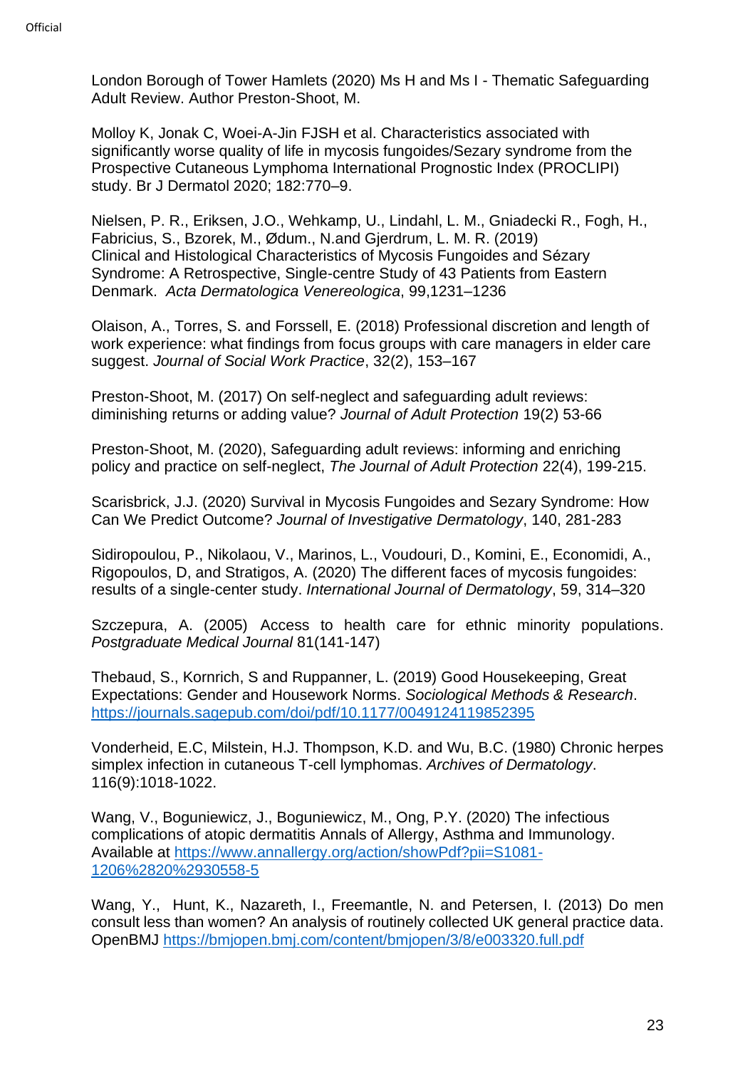London Borough of Tower Hamlets (2020) Ms H and Ms I - Thematic Safeguarding Adult Review. Author Preston-Shoot, M.

Molloy K, Jonak C, Woei-A-Jin FJSH et al. Characteristics associated with significantly worse quality of life in mycosis fungoides/Sezary syndrome from the Prospective Cutaneous Lymphoma International Prognostic Index (PROCLIPI) study. Br J Dermatol 2020; 182:770–9.

Nielsen, P. R., Eriksen, J.O., Wehkamp, U., Lindahl, L. M., Gniadecki R., Fogh, H., Fabricius, S., Bzorek, M., Ødum., N.and Gjerdrum, L. M. R. (2019) Clinical and Histological Characteristics of Mycosis Fungoides and Sézary Syndrome: A Retrospective, Single-centre Study of 43 Patients from Eastern Denmark. *Acta Dermatologica Venereologica*, 99,1231–1236

Olaison, A., Torres, S. and Forssell, E. (2018) Professional discretion and length of work experience: what findings from focus groups with care managers in elder care suggest. *Journal of Social Work Practice*, 32(2), 153–167

Preston-Shoot, M. (2017) On self-neglect and safeguarding adult reviews: diminishing returns or adding value? *Journal of Adult Protection* 19(2) 53-66

Preston-Shoot, M. (2020), Safeguarding adult reviews: informing and enriching policy and practice on self-neglect, *The Journal of Adult Protection* 22(4), 199-215.

Scarisbrick, J.J. (2020) Survival in Mycosis Fungoides and Sezary Syndrome: How Can We Predict Outcome? *Journal of Investigative Dermatology*, 140, 281-283

Sidiropoulou, P., Nikolaou, V., Marinos, L., Voudouri, D., Komini, E., Economidi, A., Rigopoulos, D, and Stratigos, A. (2020) The different faces of mycosis fungoides: results of a single-center study. *International Journal of Dermatology*, 59, 314–320

Szczepura, A. (2005) Access to health care for ethnic minority populations. *Postgraduate Medical Journal* 81(141-147)

Thebaud, S., Kornrich, S and Ruppanner, L. (2019) Good Housekeeping, Great Expectations: Gender and Housework Norms. *Sociological Methods & Research*. https://journals.sagepub.com/doi/pdf/10.1177/0049124119852395

Vonderheid, E.C, Milstein, H.J. Thompson, K.D. and Wu, B.C. (1980) Chronic herpes simplex infection in cutaneous T-cell lymphomas. *Archives of Dermatology*. 116(9):1018-1022.

Wang, V., Boguniewicz, J., Boguniewicz, M., Ong, P.Y. (2020) The infectious complications of atopic dermatitis Annals of Allergy, Asthma and Immunology. Available at https://www.annallergy.org/action/showPdf?pii=S1081-1206%2820%2930558-5

Wang, Y., Hunt, K., Nazareth, I., Freemantle, N. and Petersen, I. (2013) Do men consult less than women? An analysis of routinely collected UK general practice data. OpenBMJ https://bmjopen.bmj.com/content/bmjopen/3/8/e003320.full.pdf